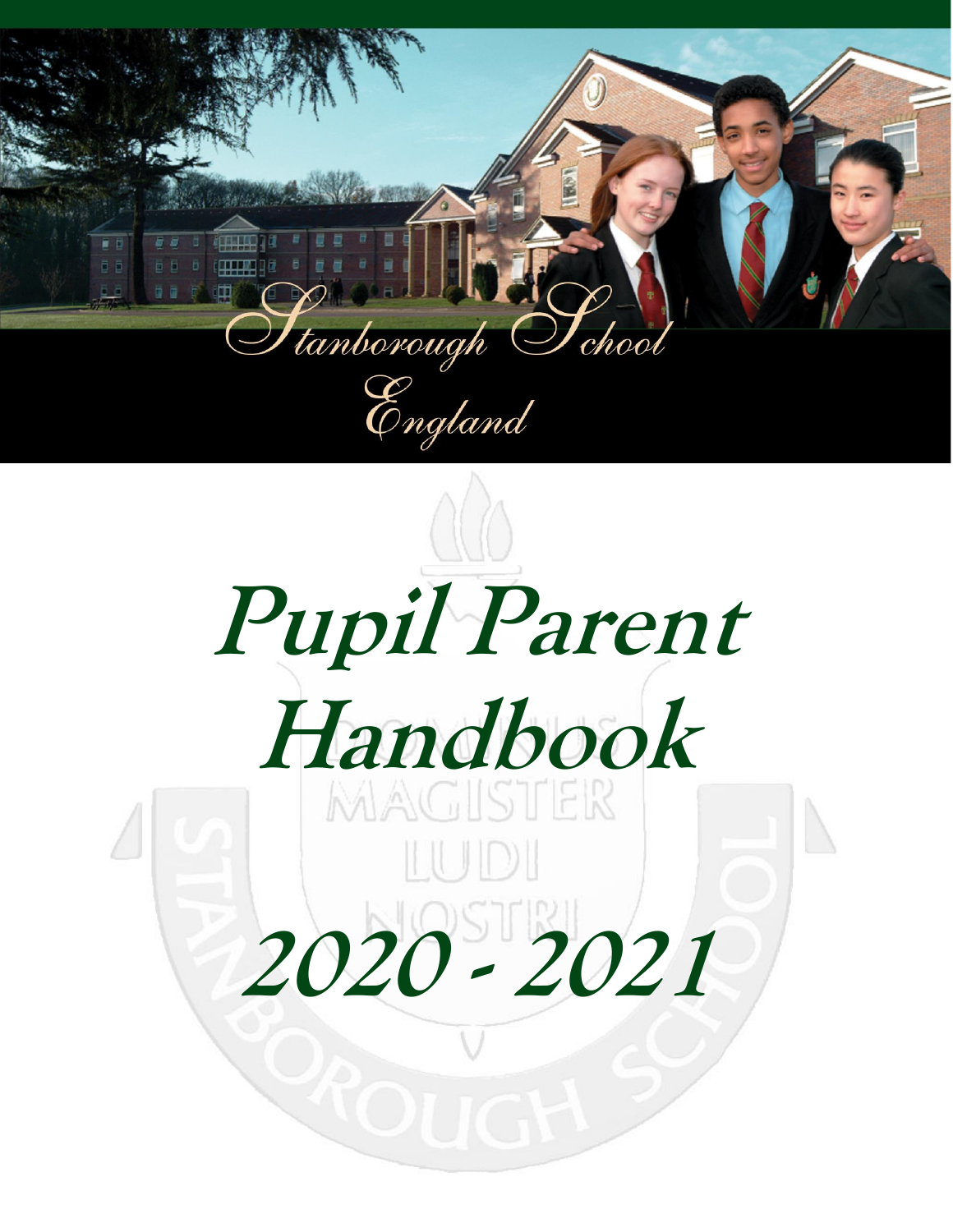Stanborough School

England

# Pupil Parent Handbook

# 2020 - 2021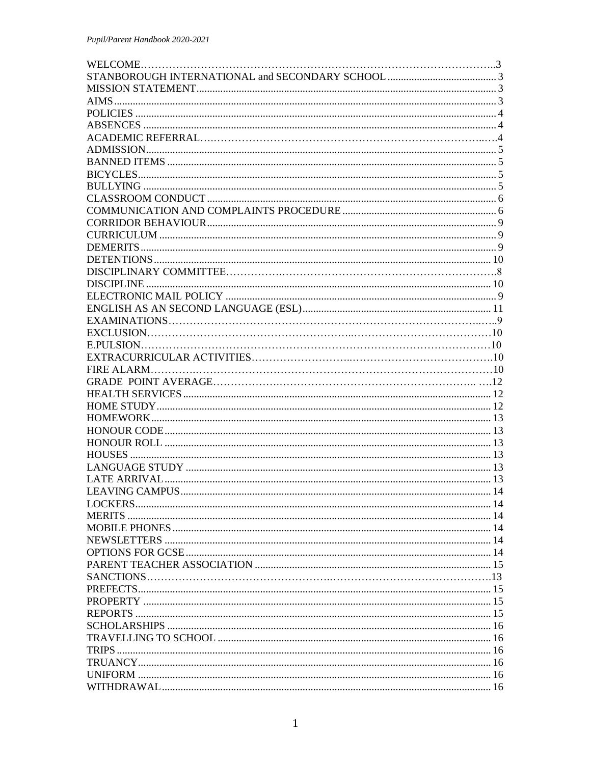| | |
|---|---|
| WELCOME | 3 |
| STANBOROUGH INTERNATIONAL and SECONDARY SCHOOL | 3 |
| MISSION STATEMENT | 3 |
| AIMS | 3 |
| POLICIES | 4 |
| ABSENCES | 4 |
| ACADEMIC REFERRAL | 4 |
| ADMISSION | 5 |
| BANNED ITEMS | 5 |
| BICYCLES | 5 |
| BULLYING | 5 |
| CLASSROOM CONDUCT | 6 |
| COMMUNICATION AND COMPLAINTS PROCEDURE | 6 |
| CORRIDOR BEHAVIOUR | 9 |
| CURRICULUM | 9 |
| DEMERITS | 9 |
| DETENTIONS | 10 |
| DISCIPLINARY COMMITTEE | 8 |
| DISCIPLINE | 10 |
| ELECTRONIC MAIL POLICY | 9 |
| ENGLISH AS AN SECOND LANGUAGE (ESL) | 11 |
| EXAMINATIONS | 9 |
| EXCLUSION | 10 |
| E.PULSION | 10 |
| EXTRACURRICULAR ACTIVITIES | 10 |
| FIRE ALARM | 10 |
| GRADE POINT AVERAGE | 12 |
| HEALTH SERVICES | 12 |
| HOME STUDY | 12 |
| HOMEWORK | 13 |
| HONOUR CODE | 13 |
| HONOUR ROLL | 13 |
| HOUSES | 13 |
| LANGUAGE STUDY | 13 |
| LATE ARRIVAL | 13 |
| LEAVING CAMPUS | 14 |
| LOCKERS | 14 |
| MERITS | 14 |
| MOBILE PHONES | 14 |
| NEWSLETTERS | 14 |
| OPTIONS FOR GCSE | 14 |
| PARENT TEACHER ASSOCIATION | 15 |
| SANCTIONS | 13 |
| PREFECTS | 15 |
| PROPERTY | 15 |
| REPORTS | 15 |
| SCHOLARSHIPS | 16 |
| TRAVELLING TO SCHOOL | 16 |
| TRIPS | 16 |
| TRUANCY | 16 |
| UNIFORM | 16 |
| WITHDRAWAL | 16 |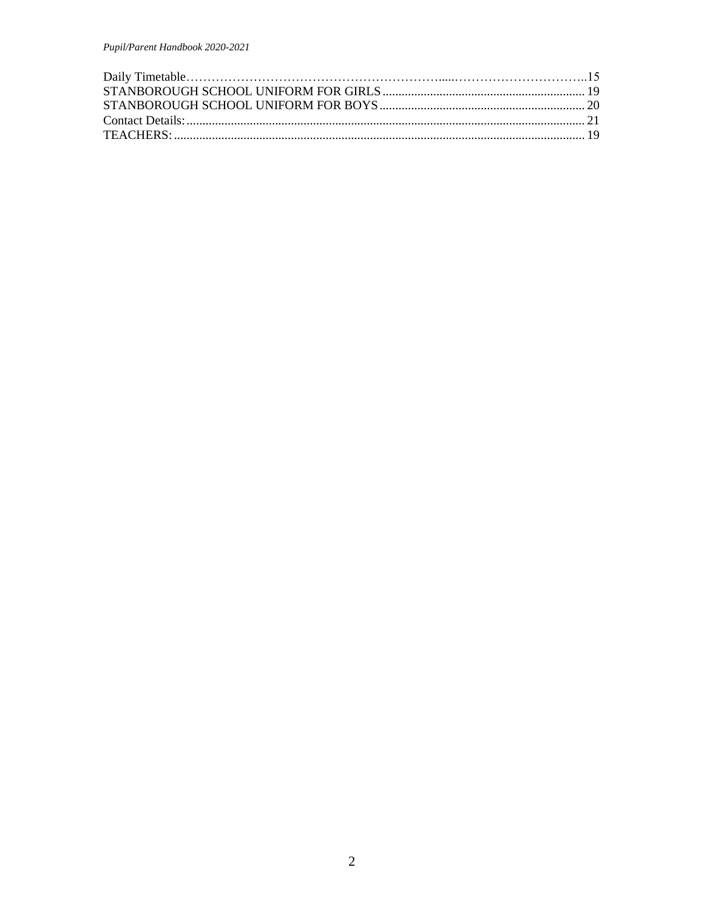Daily Timetable……………………………………………………......…………………………..15
STANBOROUGH SCHOOL UNIFORM FOR GIRLS ................................................................ 19
STANBOROUGH SCHOOL UNIFORM FOR BOYS ................................................................. 20
Contact Details: ............................................................................................................................. 21
TEACHERS: ................................................................................................................................. 19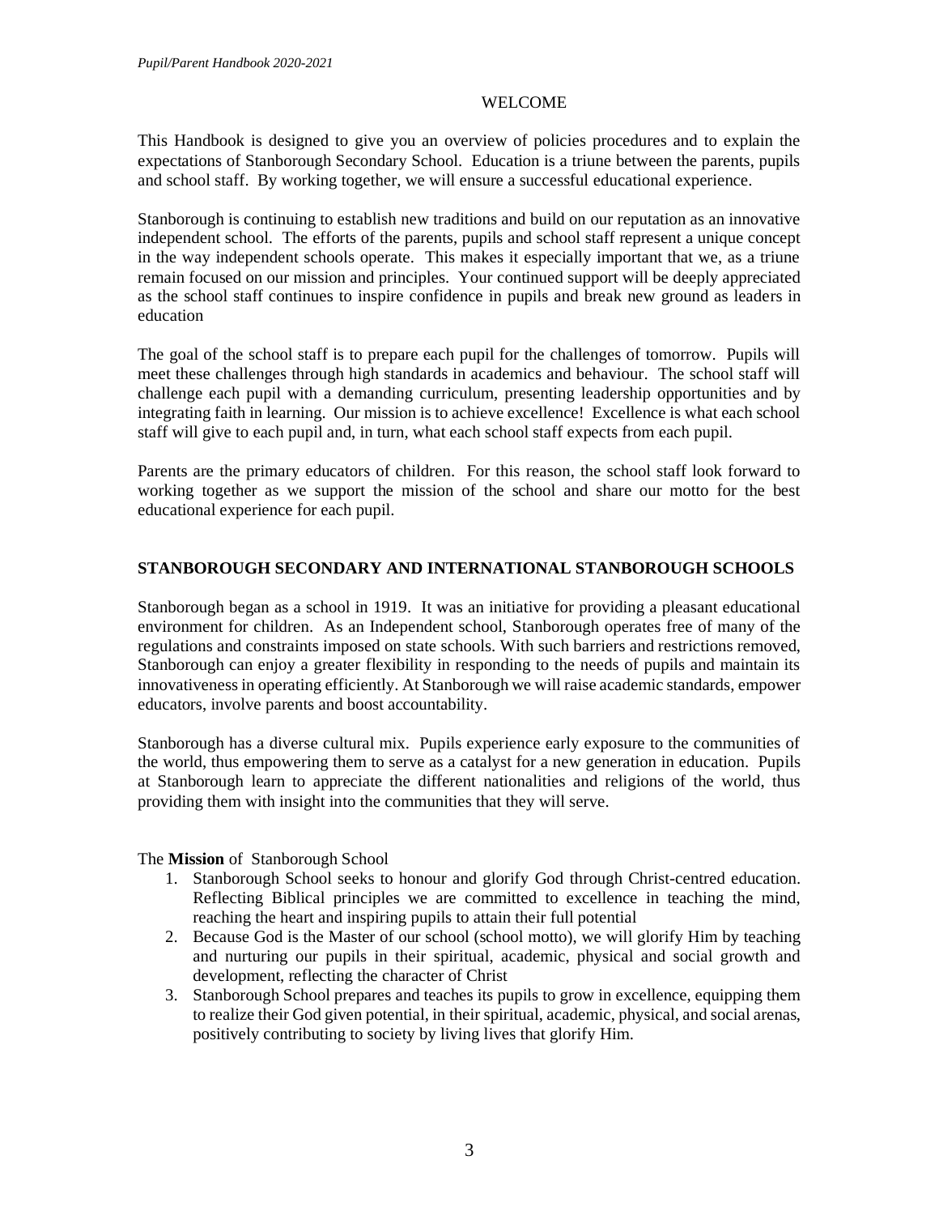## WELCOME

This Handbook is designed to give you an overview of policies procedures and to explain the expectations of Stanborough Secondary School. Education is a triune between the parents, pupils and school staff. By working together, we will ensure a successful educational experience.

Stanborough is continuing to establish new traditions and build on our reputation as an innovative independent school. The efforts of the parents, pupils and school staff represent a unique concept in the way independent schools operate. This makes it especially important that we, as a triune remain focused on our mission and principles. Your continued support will be deeply appreciated as the school staff continues to inspire confidence in pupils and break new ground as leaders in education

The goal of the school staff is to prepare each pupil for the challenges of tomorrow. Pupils will meet these challenges through high standards in academics and behaviour. The school staff will challenge each pupil with a demanding curriculum, presenting leadership opportunities and by integrating faith in learning. Our mission is to achieve excellence! Excellence is what each school staff will give to each pupil and, in turn, what each school staff expects from each pupil.

Parents are the primary educators of children. For this reason, the school staff look forward to working together as we support the mission of the school and share our motto for the best educational experience for each pupil.

## STANBOROUGH SECONDARY AND INTERNATIONAL STANBOROUGH SCHOOLS

Stanborough began as a school in 1919. It was an initiative for providing a pleasant educational environment for children. As an Independent school, Stanborough operates free of many of the regulations and constraints imposed on state schools. With such barriers and restrictions removed, Stanborough can enjoy a greater flexibility in responding to the needs of pupils and maintain its innovativeness in operating efficiently. At Stanborough we will raise academic standards, empower educators, involve parents and boost accountability.

Stanborough has a diverse cultural mix. Pupils experience early exposure to the communities of the world, thus empowering them to serve as a catalyst for a new generation in education. Pupils at Stanborough learn to appreciate the different nationalities and religions of the world, thus providing them with insight into the communities that they will serve.

The **Mission** of Stanborough School

1. Stanborough School seeks to honour and glorify God through Christ-centred education. Reflecting Biblical principles we are committed to excellence in teaching the mind, reaching the heart and inspiring pupils to attain their full potential
2. Because God is the Master of our school (school motto), we will glorify Him by teaching and nurturing our pupils in their spiritual, academic, physical and social growth and development, reflecting the character of Christ
3. Stanborough School prepares and teaches its pupils to grow in excellence, equipping them to realize their God given potential, in their spiritual, academic, physical, and social arenas, positively contributing to society by living lives that glorify Him.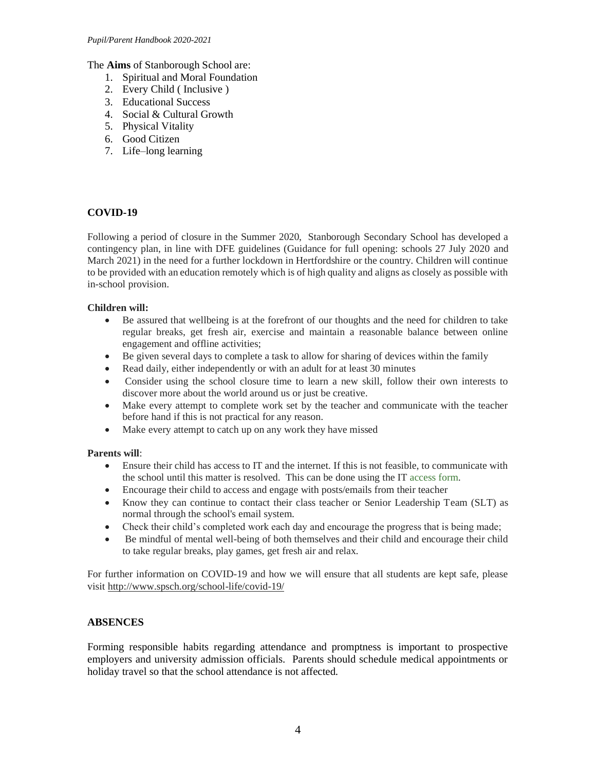The **Aims** of Stanborough School are:

1. Spiritual and Moral Foundation
2. Every Child ( Inclusive )
3. Educational Success
4. Social & Cultural Growth
5. Physical Vitality
6. Good Citizen
7. Life–long learning

## COVID-19

Following a period of closure in the Summer 2020, Stanborough Secondary School has developed a contingency plan, in line with DFE guidelines (Guidance for full opening: schools 27 July 2020 and March 2021) in the need for a further lockdown in Hertfordshire or the country. Children will continue to be provided with an education remotely which is of high quality and aligns as closely as possible with in-school provision.

**Children will:**

- Be assured that wellbeing is at the forefront of our thoughts and the need for children to take regular breaks, get fresh air, exercise and maintain a reasonable balance between online engagement and offline activities;
- Be given several days to complete a task to allow for sharing of devices within the family
- Read daily, either independently or with an adult for at least 30 minutes
- Consider using the school closure time to learn a new skill, follow their own interests to discover more about the world around us or just be creative.
- Make every attempt to complete work set by the teacher and communicate with the teacher before hand if this is not practical for any reason.
- Make every attempt to catch up on any work they have missed

**Parents will**:

- Ensure their child has access to IT and the internet. If this is not feasible, to communicate with the school until this matter is resolved. This can be done using the IT access form.
- Encourage their child to access and engage with posts/emails from their teacher
- Know they can continue to contact their class teacher or Senior Leadership Team (SLT) as normal through the school's email system.
- Check their child's completed work each day and encourage the progress that is being made;
- Be mindful of mental well-being of both themselves and their child and encourage their child to take regular breaks, play games, get fresh air and relax.

For further information on COVID-19 and how we will ensure that all students are kept safe, please visit http://www.spsch.org/school-life/covid-19/

## ABSENCES

Forming responsible habits regarding attendance and promptness is important to prospective employers and university admission officials. Parents should schedule medical appointments or holiday travel so that the school attendance is not affected.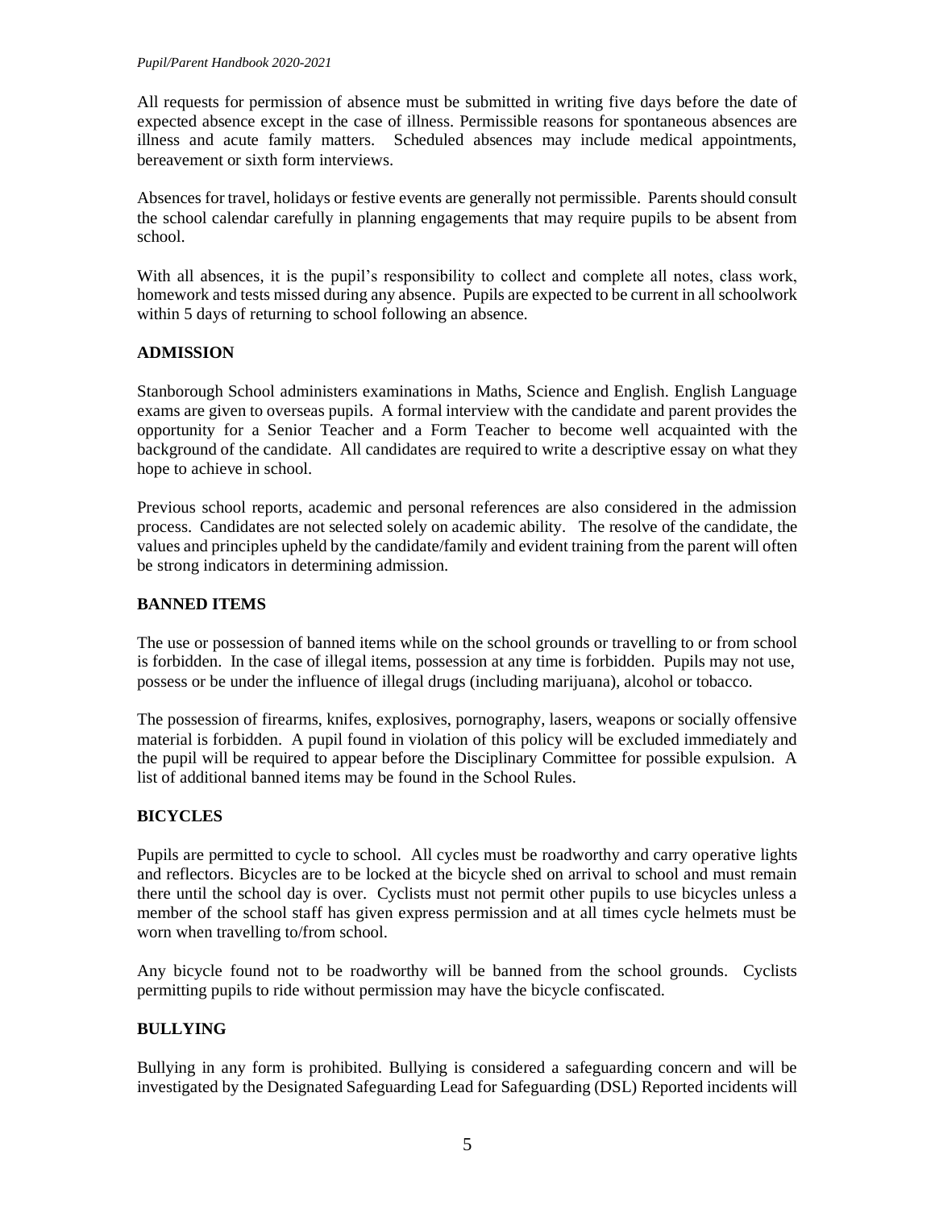All requests for permission of absence must be submitted in writing five days before the date of expected absence except in the case of illness. Permissible reasons for spontaneous absences are illness and acute family matters. Scheduled absences may include medical appointments, bereavement or sixth form interviews.

Absences for travel, holidays or festive events are generally not permissible. Parents should consult the school calendar carefully in planning engagements that may require pupils to be absent from school.

With all absences, it is the pupil's responsibility to collect and complete all notes, class work, homework and tests missed during any absence. Pupils are expected to be current in all schoolwork within 5 days of returning to school following an absence.

## ADMISSION

Stanborough School administers examinations in Maths, Science and English. English Language exams are given to overseas pupils. A formal interview with the candidate and parent provides the opportunity for a Senior Teacher and a Form Teacher to become well acquainted with the background of the candidate. All candidates are required to write a descriptive essay on what they hope to achieve in school.

Previous school reports, academic and personal references are also considered in the admission process. Candidates are not selected solely on academic ability. The resolve of the candidate, the values and principles upheld by the candidate/family and evident training from the parent will often be strong indicators in determining admission.

## BANNED ITEMS

The use or possession of banned items while on the school grounds or travelling to or from school is forbidden. In the case of illegal items, possession at any time is forbidden. Pupils may not use, possess or be under the influence of illegal drugs (including marijuana), alcohol or tobacco.

The possession of firearms, knifes, explosives, pornography, lasers, weapons or socially offensive material is forbidden. A pupil found in violation of this policy will be excluded immediately and the pupil will be required to appear before the Disciplinary Committee for possible expulsion. A list of additional banned items may be found in the School Rules.

## BICYCLES

Pupils are permitted to cycle to school. All cycles must be roadworthy and carry operative lights and reflectors. Bicycles are to be locked at the bicycle shed on arrival to school and must remain there until the school day is over. Cyclists must not permit other pupils to use bicycles unless a member of the school staff has given express permission and at all times cycle helmets must be worn when travelling to/from school.

Any bicycle found not to be roadworthy will be banned from the school grounds. Cyclists permitting pupils to ride without permission may have the bicycle confiscated.

## BULLYING

Bullying in any form is prohibited. Bullying is considered a safeguarding concern and will be investigated by the Designated Safeguarding Lead for Safeguarding (DSL) Reported incidents will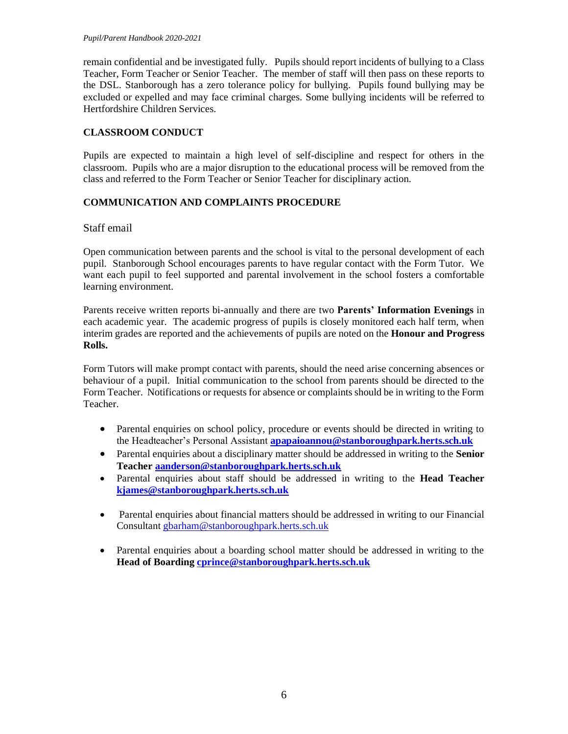remain confidential and be investigated fully. Pupils should report incidents of bullying to a Class Teacher, Form Teacher or Senior Teacher. The member of staff will then pass on these reports to the DSL. Stanborough has a zero tolerance policy for bullying. Pupils found bullying may be excluded or expelled and may face criminal charges. Some bullying incidents will be referred to Hertfordshire Children Services.

## CLASSROOM CONDUCT

Pupils are expected to maintain a high level of self-discipline and respect for others in the classroom. Pupils who are a major disruption to the educational process will be removed from the class and referred to the Form Teacher or Senior Teacher for disciplinary action.

## COMMUNICATION AND COMPLAINTS PROCEDURE

### Staff email

Open communication between parents and the school is vital to the personal development of each pupil. Stanborough School encourages parents to have regular contact with the Form Tutor. We want each pupil to feel supported and parental involvement in the school fosters a comfortable learning environment.

Parents receive written reports bi-annually and there are two **Parents' Information Evenings** in each academic year. The academic progress of pupils is closely monitored each half term, when interim grades are reported and the achievements of pupils are noted on the **Honour and Progress Rolls.**

Form Tutors will make prompt contact with parents, should the need arise concerning absences or behaviour of a pupil. Initial communication to the school from parents should be directed to the Form Teacher. Notifications or requests for absence or complaints should be in writing to the Form Teacher.

- Parental enquiries on school policy, procedure or events should be directed in writing to the Headteacher's Personal Assistant **apapaioannou@stanboroughpark.herts.sch.uk**
- Parental enquiries about a disciplinary matter should be addressed in writing to the **Senior Teacher** **aanderson@stanboroughpark.herts.sch.uk**
- Parental enquiries about staff should be addressed in writing to the **Head Teacher** **kjames@stanboroughpark.herts.sch.uk**
- Parental enquiries about financial matters should be addressed in writing to our Financial Consultant gbarham@stanboroughpark.herts.sch.uk
- Parental enquiries about a boarding school matter should be addressed in writing to the **Head of Boarding** **cprince@stanboroughpark.herts.sch.uk**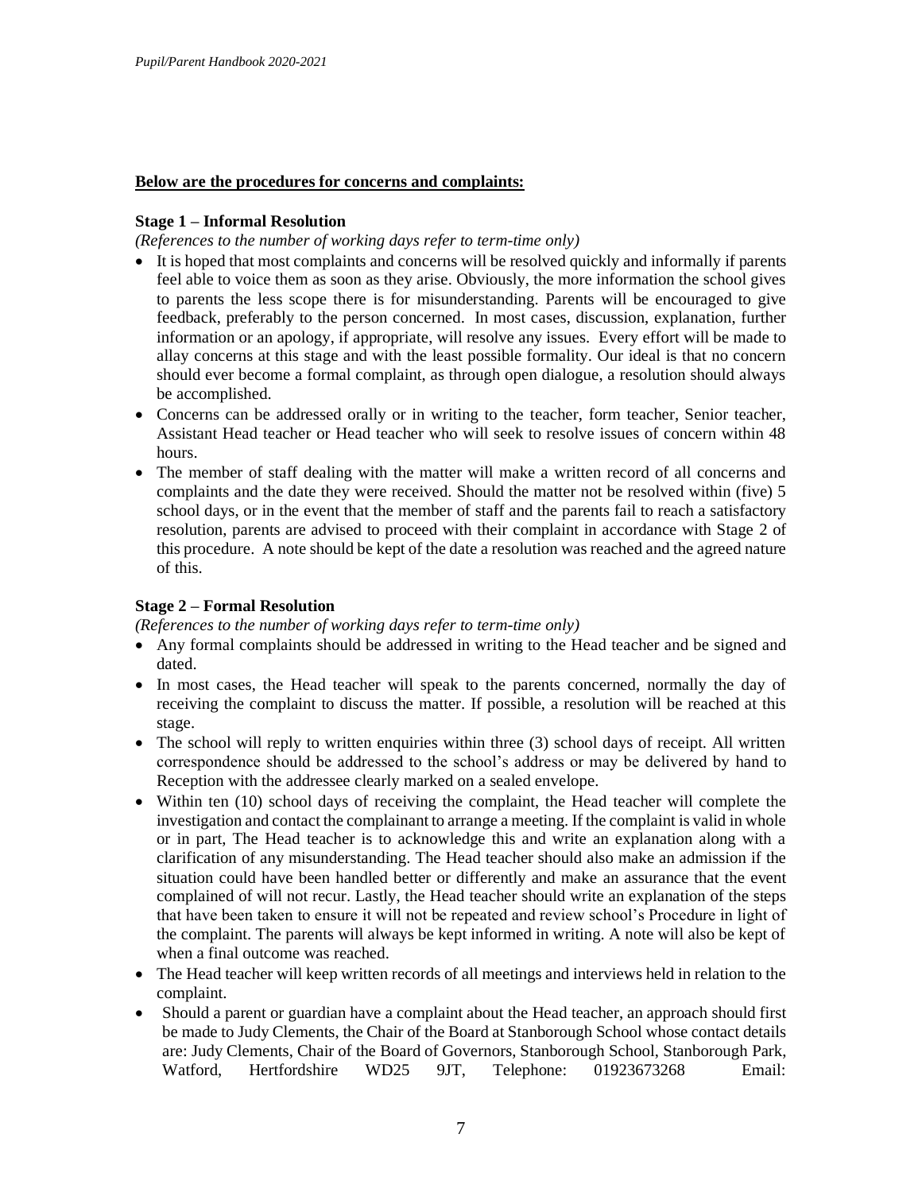**Below are the procedures for concerns and complaints:**

**Stage 1 – Informal Resolution**

*(References to the number of working days refer to term-time only)*

- It is hoped that most complaints and concerns will be resolved quickly and informally if parents feel able to voice them as soon as they arise. Obviously, the more information the school gives to parents the less scope there is for misunderstanding. Parents will be encouraged to give feedback, preferably to the person concerned. In most cases, discussion, explanation, further information or an apology, if appropriate, will resolve any issues. Every effort will be made to allay concerns at this stage and with the least possible formality. Our ideal is that no concern should ever become a formal complaint, as through open dialogue, a resolution should always be accomplished.
- Concerns can be addressed orally or in writing to the teacher, form teacher, Senior teacher, Assistant Head teacher or Head teacher who will seek to resolve issues of concern within 48 hours.
- The member of staff dealing with the matter will make a written record of all concerns and complaints and the date they were received. Should the matter not be resolved within (five) 5 school days, or in the event that the member of staff and the parents fail to reach a satisfactory resolution, parents are advised to proceed with their complaint in accordance with Stage 2 of this procedure. A note should be kept of the date a resolution was reached and the agreed nature of this.

**Stage 2 – Formal Resolution**

*(References to the number of working days refer to term-time only)*

- Any formal complaints should be addressed in writing to the Head teacher and be signed and dated.
- In most cases, the Head teacher will speak to the parents concerned, normally the day of receiving the complaint to discuss the matter. If possible, a resolution will be reached at this stage.
- The school will reply to written enquiries within three (3) school days of receipt. All written correspondence should be addressed to the school's address or may be delivered by hand to Reception with the addressee clearly marked on a sealed envelope.
- Within ten (10) school days of receiving the complaint, the Head teacher will complete the investigation and contact the complainant to arrange a meeting. If the complaint is valid in whole or in part, The Head teacher is to acknowledge this and write an explanation along with a clarification of any misunderstanding. The Head teacher should also make an admission if the situation could have been handled better or differently and make an assurance that the event complained of will not recur. Lastly, the Head teacher should write an explanation of the steps that have been taken to ensure it will not be repeated and review school's Procedure in light of the complaint. The parents will always be kept informed in writing. A note will also be kept of when a final outcome was reached.
- The Head teacher will keep written records of all meetings and interviews held in relation to the complaint.
- Should a parent or guardian have a complaint about the Head teacher, an approach should first be made to Judy Clements, the Chair of the Board at Stanborough School whose contact details are: Judy Clements, Chair of the Board of Governors, Stanborough School, Stanborough Park, Watford, Hertfordshire WD25 9JT, Telephone: 01923673268 Email: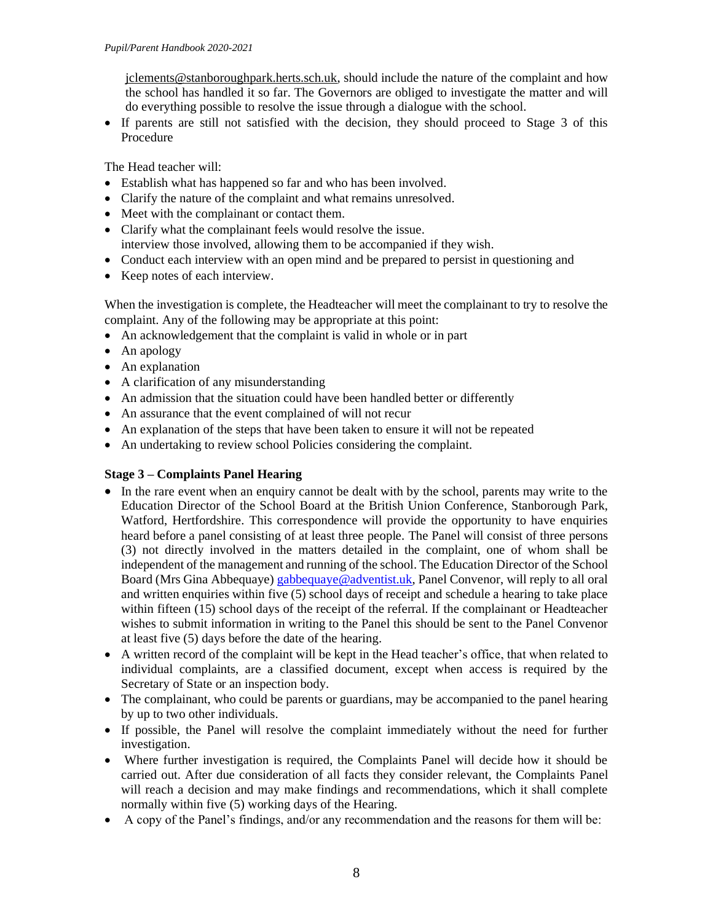jclements@stanboroughpark.herts.sch.uk, should include the nature of the complaint and how the school has handled it so far. The Governors are obliged to investigate the matter and will do everything possible to resolve the issue through a dialogue with the school.

- If parents are still not satisfied with the decision, they should proceed to Stage 3 of this Procedure

The Head teacher will:

- Establish what has happened so far and who has been involved.
- Clarify the nature of the complaint and what remains unresolved.
- Meet with the complainant or contact them.
- Clarify what the complainant feels would resolve the issue.
  interview those involved, allowing them to be accompanied if they wish.
- Conduct each interview with an open mind and be prepared to persist in questioning and
- Keep notes of each interview.

When the investigation is complete, the Headteacher will meet the complainant to try to resolve the complaint. Any of the following may be appropriate at this point:

- An acknowledgement that the complaint is valid in whole or in part
- An apology
- An explanation
- A clarification of any misunderstanding
- An admission that the situation could have been handled better or differently
- An assurance that the event complained of will not recur
- An explanation of the steps that have been taken to ensure it will not be repeated
- An undertaking to review school Policies considering the complaint.

### Stage 3 – Complaints Panel Hearing

- In the rare event when an enquiry cannot be dealt with by the school, parents may write to the Education Director of the School Board at the British Union Conference, Stanborough Park, Watford, Hertfordshire. This correspondence will provide the opportunity to have enquiries heard before a panel consisting of at least three people. The Panel will consist of three persons (3) not directly involved in the matters detailed in the complaint, one of whom shall be independent of the management and running of the school. The Education Director of the School Board (Mrs Gina Abbequaye) gabbequaye@adventist.uk, Panel Convenor, will reply to all oral and written enquiries within five (5) school days of receipt and schedule a hearing to take place within fifteen (15) school days of the receipt of the referral. If the complainant or Headteacher wishes to submit information in writing to the Panel this should be sent to the Panel Convenor at least five (5) days before the date of the hearing.
- A written record of the complaint will be kept in the Head teacher's office, that when related to individual complaints, are a classified document, except when access is required by the Secretary of State or an inspection body.
- The complainant, who could be parents or guardians, may be accompanied to the panel hearing by up to two other individuals.
- If possible, the Panel will resolve the complaint immediately without the need for further investigation.
- Where further investigation is required, the Complaints Panel will decide how it should be carried out. After due consideration of all facts they consider relevant, the Complaints Panel will reach a decision and may make findings and recommendations, which it shall complete normally within five (5) working days of the Hearing.
- A copy of the Panel's findings, and/or any recommendation and the reasons for them will be: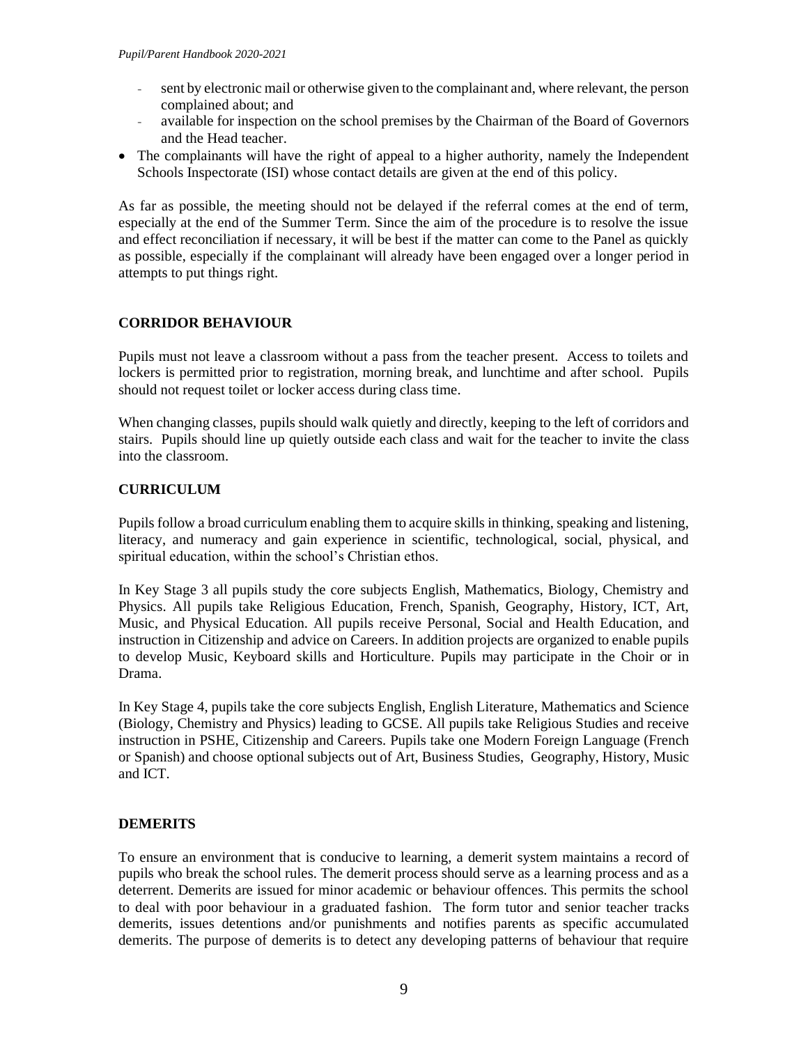- sent by electronic mail or otherwise given to the complainant and, where relevant, the person complained about; and
- available for inspection on the school premises by the Chairman of the Board of Governors and the Head teacher.

- The complainants will have the right of appeal to a higher authority, namely the Independent Schools Inspectorate (ISI) whose contact details are given at the end of this policy.

As far as possible, the meeting should not be delayed if the referral comes at the end of term, especially at the end of the Summer Term. Since the aim of the procedure is to resolve the issue and effect reconciliation if necessary, it will be best if the matter can come to the Panel as quickly as possible, especially if the complainant will already have been engaged over a longer period in attempts to put things right.

## CORRIDOR BEHAVIOUR

Pupils must not leave a classroom without a pass from the teacher present. Access to toilets and lockers is permitted prior to registration, morning break, and lunchtime and after school. Pupils should not request toilet or locker access during class time.

When changing classes, pupils should walk quietly and directly, keeping to the left of corridors and stairs. Pupils should line up quietly outside each class and wait for the teacher to invite the class into the classroom.

## CURRICULUM

Pupils follow a broad curriculum enabling them to acquire skills in thinking, speaking and listening, literacy, and numeracy and gain experience in scientific, technological, social, physical, and spiritual education, within the school's Christian ethos.

In Key Stage 3 all pupils study the core subjects English, Mathematics, Biology, Chemistry and Physics. All pupils take Religious Education, French, Spanish, Geography, History, ICT, Art, Music, and Physical Education. All pupils receive Personal, Social and Health Education, and instruction in Citizenship and advice on Careers. In addition projects are organized to enable pupils to develop Music, Keyboard skills and Horticulture. Pupils may participate in the Choir or in Drama.

In Key Stage 4, pupils take the core subjects English, English Literature, Mathematics and Science (Biology, Chemistry and Physics) leading to GCSE. All pupils take Religious Studies and receive instruction in PSHE, Citizenship and Careers. Pupils take one Modern Foreign Language (French or Spanish) and choose optional subjects out of Art, Business Studies, Geography, History, Music and ICT.

## DEMERITS

To ensure an environment that is conducive to learning, a demerit system maintains a record of pupils who break the school rules. The demerit process should serve as a learning process and as a deterrent. Demerits are issued for minor academic or behaviour offences. This permits the school to deal with poor behaviour in a graduated fashion. The form tutor and senior teacher tracks demerits, issues detentions and/or punishments and notifies parents as specific accumulated demerits. The purpose of demerits is to detect any developing patterns of behaviour that require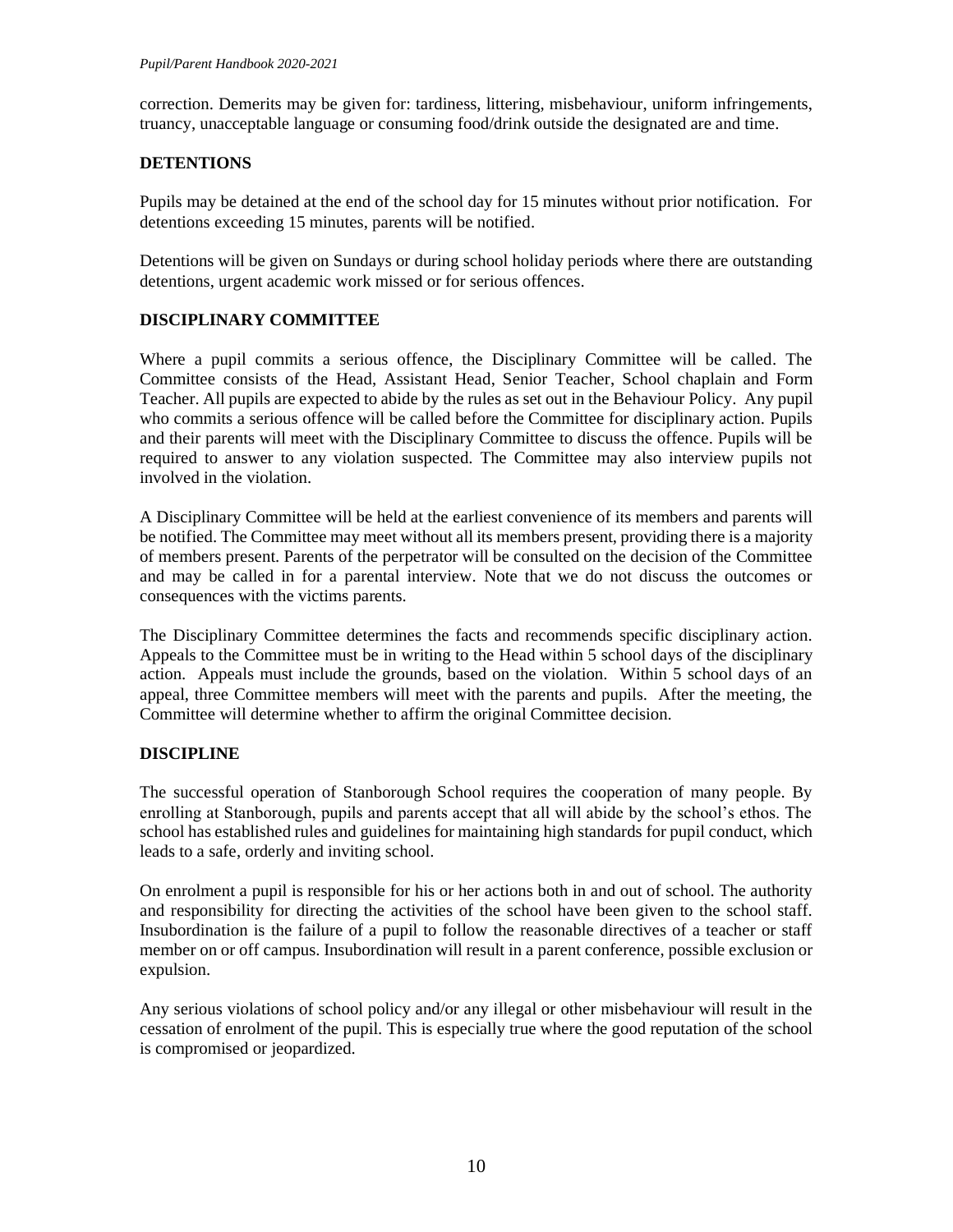correction. Demerits may be given for: tardiness, littering, misbehaviour, uniform infringements, truancy, unacceptable language or consuming food/drink outside the designated are and time.

## DETENTIONS

Pupils may be detained at the end of the school day for 15 minutes without prior notification. For detentions exceeding 15 minutes, parents will be notified.

Detentions will be given on Sundays or during school holiday periods where there are outstanding detentions, urgent academic work missed or for serious offences.

## DISCIPLINARY COMMITTEE

Where a pupil commits a serious offence, the Disciplinary Committee will be called. The Committee consists of the Head, Assistant Head, Senior Teacher, School chaplain and Form Teacher. All pupils are expected to abide by the rules as set out in the Behaviour Policy. Any pupil who commits a serious offence will be called before the Committee for disciplinary action. Pupils and their parents will meet with the Disciplinary Committee to discuss the offence. Pupils will be required to answer to any violation suspected. The Committee may also interview pupils not involved in the violation.

A Disciplinary Committee will be held at the earliest convenience of its members and parents will be notified. The Committee may meet without all its members present, providing there is a majority of members present. Parents of the perpetrator will be consulted on the decision of the Committee and may be called in for a parental interview. Note that we do not discuss the outcomes or consequences with the victims parents.

The Disciplinary Committee determines the facts and recommends specific disciplinary action. Appeals to the Committee must be in writing to the Head within 5 school days of the disciplinary action. Appeals must include the grounds, based on the violation. Within 5 school days of an appeal, three Committee members will meet with the parents and pupils. After the meeting, the Committee will determine whether to affirm the original Committee decision.

## DISCIPLINE

The successful operation of Stanborough School requires the cooperation of many people. By enrolling at Stanborough, pupils and parents accept that all will abide by the school's ethos. The school has established rules and guidelines for maintaining high standards for pupil conduct, which leads to a safe, orderly and inviting school.

On enrolment a pupil is responsible for his or her actions both in and out of school. The authority and responsibility for directing the activities of the school have been given to the school staff. Insubordination is the failure of a pupil to follow the reasonable directives of a teacher or staff member on or off campus. Insubordination will result in a parent conference, possible exclusion or expulsion.

Any serious violations of school policy and/or any illegal or other misbehaviour will result in the cessation of enrolment of the pupil. This is especially true where the good reputation of the school is compromised or jeopardized.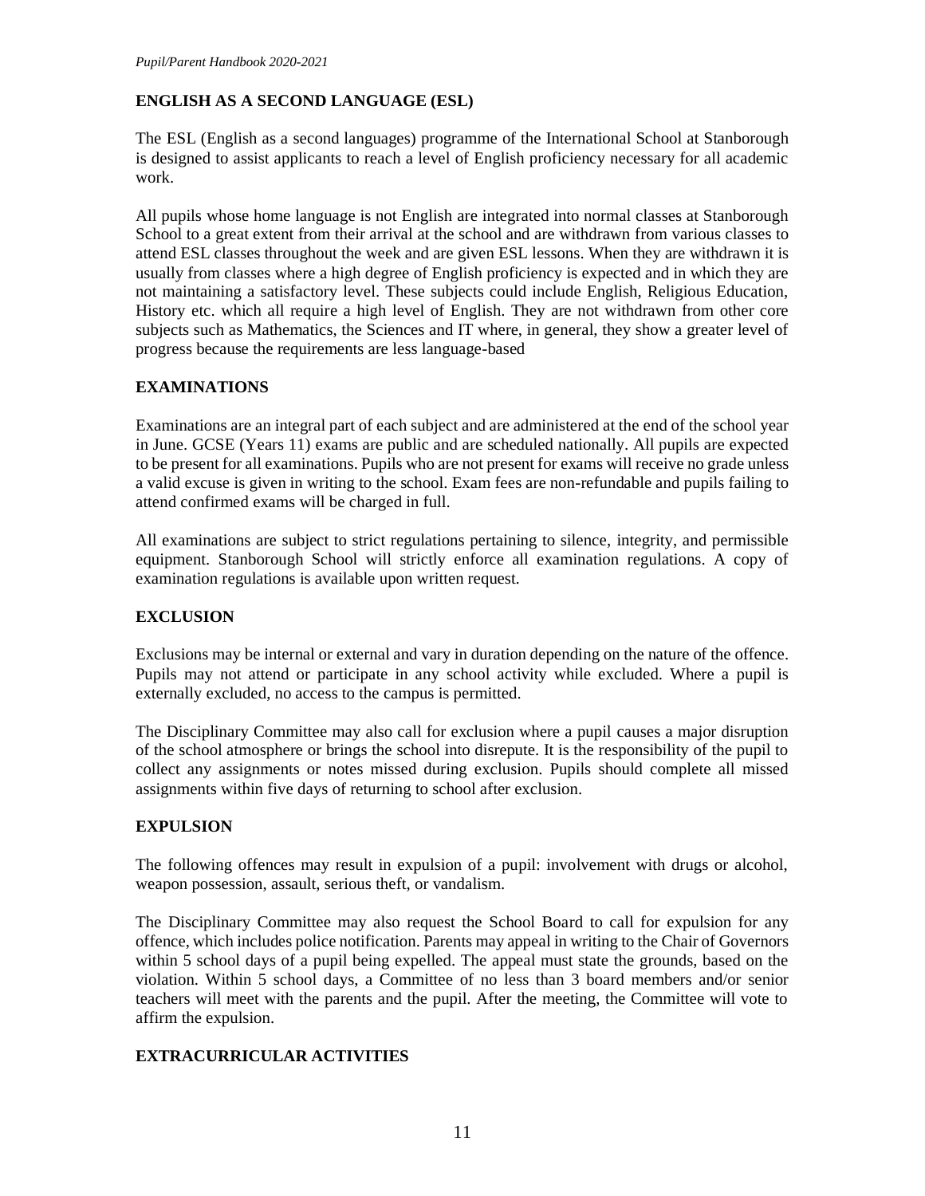## ENGLISH AS A SECOND LANGUAGE (ESL)

The ESL (English as a second languages) programme of the International School at Stanborough is designed to assist applicants to reach a level of English proficiency necessary for all academic work.

All pupils whose home language is not English are integrated into normal classes at Stanborough School to a great extent from their arrival at the school and are withdrawn from various classes to attend ESL classes throughout the week and are given ESL lessons. When they are withdrawn it is usually from classes where a high degree of English proficiency is expected and in which they are not maintaining a satisfactory level. These subjects could include English, Religious Education, History etc. which all require a high level of English. They are not withdrawn from other core subjects such as Mathematics, the Sciences and IT where, in general, they show a greater level of progress because the requirements are less language-based

## EXAMINATIONS

Examinations are an integral part of each subject and are administered at the end of the school year in June. GCSE (Years 11) exams are public and are scheduled nationally. All pupils are expected to be present for all examinations. Pupils who are not present for exams will receive no grade unless a valid excuse is given in writing to the school. Exam fees are non-refundable and pupils failing to attend confirmed exams will be charged in full.

All examinations are subject to strict regulations pertaining to silence, integrity, and permissible equipment. Stanborough School will strictly enforce all examination regulations. A copy of examination regulations is available upon written request.

## EXCLUSION

Exclusions may be internal or external and vary in duration depending on the nature of the offence. Pupils may not attend or participate in any school activity while excluded. Where a pupil is externally excluded, no access to the campus is permitted.

The Disciplinary Committee may also call for exclusion where a pupil causes a major disruption of the school atmosphere or brings the school into disrepute. It is the responsibility of the pupil to collect any assignments or notes missed during exclusion. Pupils should complete all missed assignments within five days of returning to school after exclusion.

## EXPULSION

The following offences may result in expulsion of a pupil: involvement with drugs or alcohol, weapon possession, assault, serious theft, or vandalism.

The Disciplinary Committee may also request the School Board to call for expulsion for any offence, which includes police notification. Parents may appeal in writing to the Chair of Governors within 5 school days of a pupil being expelled. The appeal must state the grounds, based on the violation. Within 5 school days, a Committee of no less than 3 board members and/or senior teachers will meet with the parents and the pupil. After the meeting, the Committee will vote to affirm the expulsion.

## EXTRACURRICULAR ACTIVITIES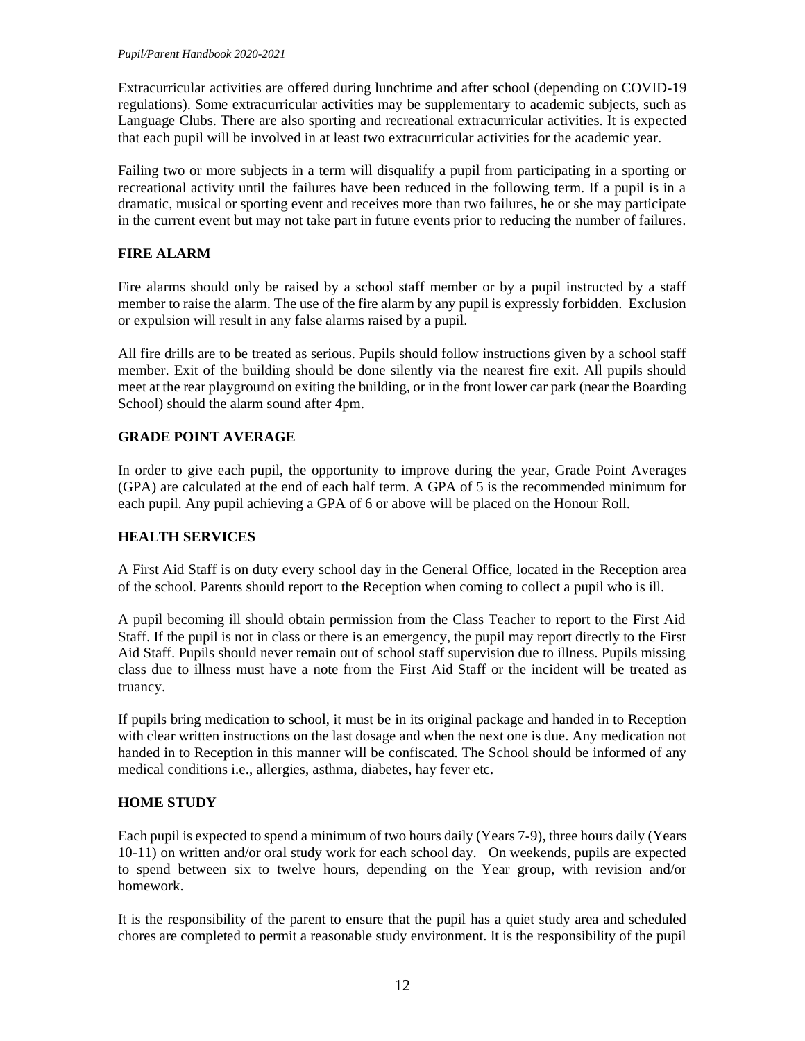Extracurricular activities are offered during lunchtime and after school (depending on COVID-19 regulations). Some extracurricular activities may be supplementary to academic subjects, such as Language Clubs. There are also sporting and recreational extracurricular activities. It is expected that each pupil will be involved in at least two extracurricular activities for the academic year.

Failing two or more subjects in a term will disqualify a pupil from participating in a sporting or recreational activity until the failures have been reduced in the following term. If a pupil is in a dramatic, musical or sporting event and receives more than two failures, he or she may participate in the current event but may not take part in future events prior to reducing the number of failures.

## FIRE ALARM

Fire alarms should only be raised by a school staff member or by a pupil instructed by a staff member to raise the alarm. The use of the fire alarm by any pupil is expressly forbidden. Exclusion or expulsion will result in any false alarms raised by a pupil.

All fire drills are to be treated as serious. Pupils should follow instructions given by a school staff member. Exit of the building should be done silently via the nearest fire exit. All pupils should meet at the rear playground on exiting the building, or in the front lower car park (near the Boarding School) should the alarm sound after 4pm.

## GRADE POINT AVERAGE

In order to give each pupil, the opportunity to improve during the year, Grade Point Averages (GPA) are calculated at the end of each half term. A GPA of 5 is the recommended minimum for each pupil. Any pupil achieving a GPA of 6 or above will be placed on the Honour Roll.

## HEALTH SERVICES

A First Aid Staff is on duty every school day in the General Office, located in the Reception area of the school. Parents should report to the Reception when coming to collect a pupil who is ill.

A pupil becoming ill should obtain permission from the Class Teacher to report to the First Aid Staff. If the pupil is not in class or there is an emergency, the pupil may report directly to the First Aid Staff. Pupils should never remain out of school staff supervision due to illness. Pupils missing class due to illness must have a note from the First Aid Staff or the incident will be treated as truancy.

If pupils bring medication to school, it must be in its original package and handed in to Reception with clear written instructions on the last dosage and when the next one is due. Any medication not handed in to Reception in this manner will be confiscated. The School should be informed of any medical conditions i.e., allergies, asthma, diabetes, hay fever etc.

## HOME STUDY

Each pupil is expected to spend a minimum of two hours daily (Years 7-9), three hours daily (Years 10-11) on written and/or oral study work for each school day. On weekends, pupils are expected to spend between six to twelve hours, depending on the Year group, with revision and/or homework.

It is the responsibility of the parent to ensure that the pupil has a quiet study area and scheduled chores are completed to permit a reasonable study environment. It is the responsibility of the pupil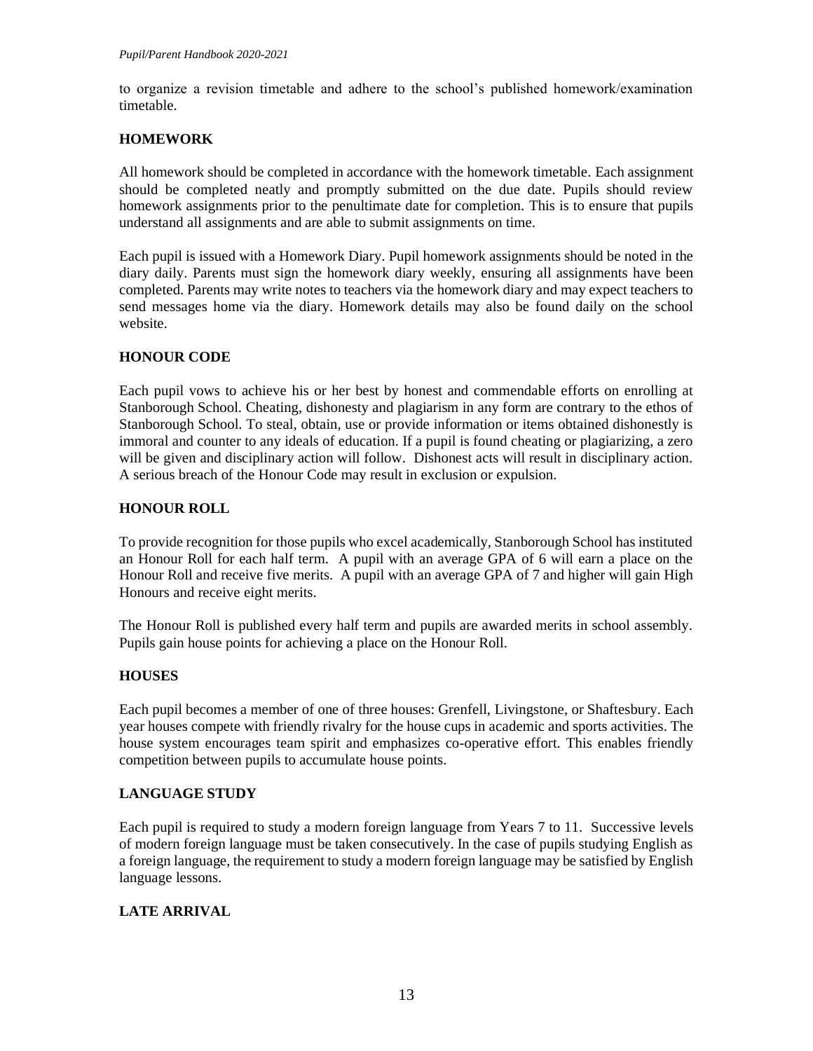to organize a revision timetable and adhere to the school's published homework/examination timetable.

## HOMEWORK

All homework should be completed in accordance with the homework timetable. Each assignment should be completed neatly and promptly submitted on the due date. Pupils should review homework assignments prior to the penultimate date for completion. This is to ensure that pupils understand all assignments and are able to submit assignments on time.

Each pupil is issued with a Homework Diary. Pupil homework assignments should be noted in the diary daily. Parents must sign the homework diary weekly, ensuring all assignments have been completed. Parents may write notes to teachers via the homework diary and may expect teachers to send messages home via the diary. Homework details may also be found daily on the school website.

## HONOUR CODE

Each pupil vows to achieve his or her best by honest and commendable efforts on enrolling at Stanborough School. Cheating, dishonesty and plagiarism in any form are contrary to the ethos of Stanborough School. To steal, obtain, use or provide information or items obtained dishonestly is immoral and counter to any ideals of education. If a pupil is found cheating or plagiarizing, a zero will be given and disciplinary action will follow. Dishonest acts will result in disciplinary action. A serious breach of the Honour Code may result in exclusion or expulsion.

## HONOUR ROLL

To provide recognition for those pupils who excel academically, Stanborough School has instituted an Honour Roll for each half term. A pupil with an average GPA of 6 will earn a place on the Honour Roll and receive five merits. A pupil with an average GPA of 7 and higher will gain High Honours and receive eight merits.

The Honour Roll is published every half term and pupils are awarded merits in school assembly. Pupils gain house points for achieving a place on the Honour Roll.

## HOUSES

Each pupil becomes a member of one of three houses: Grenfell, Livingstone, or Shaftesbury. Each year houses compete with friendly rivalry for the house cups in academic and sports activities. The house system encourages team spirit and emphasizes co-operative effort. This enables friendly competition between pupils to accumulate house points.

## LANGUAGE STUDY

Each pupil is required to study a modern foreign language from Years 7 to 11. Successive levels of modern foreign language must be taken consecutively. In the case of pupils studying English as a foreign language, the requirement to study a modern foreign language may be satisfied by English language lessons.

## LATE ARRIVAL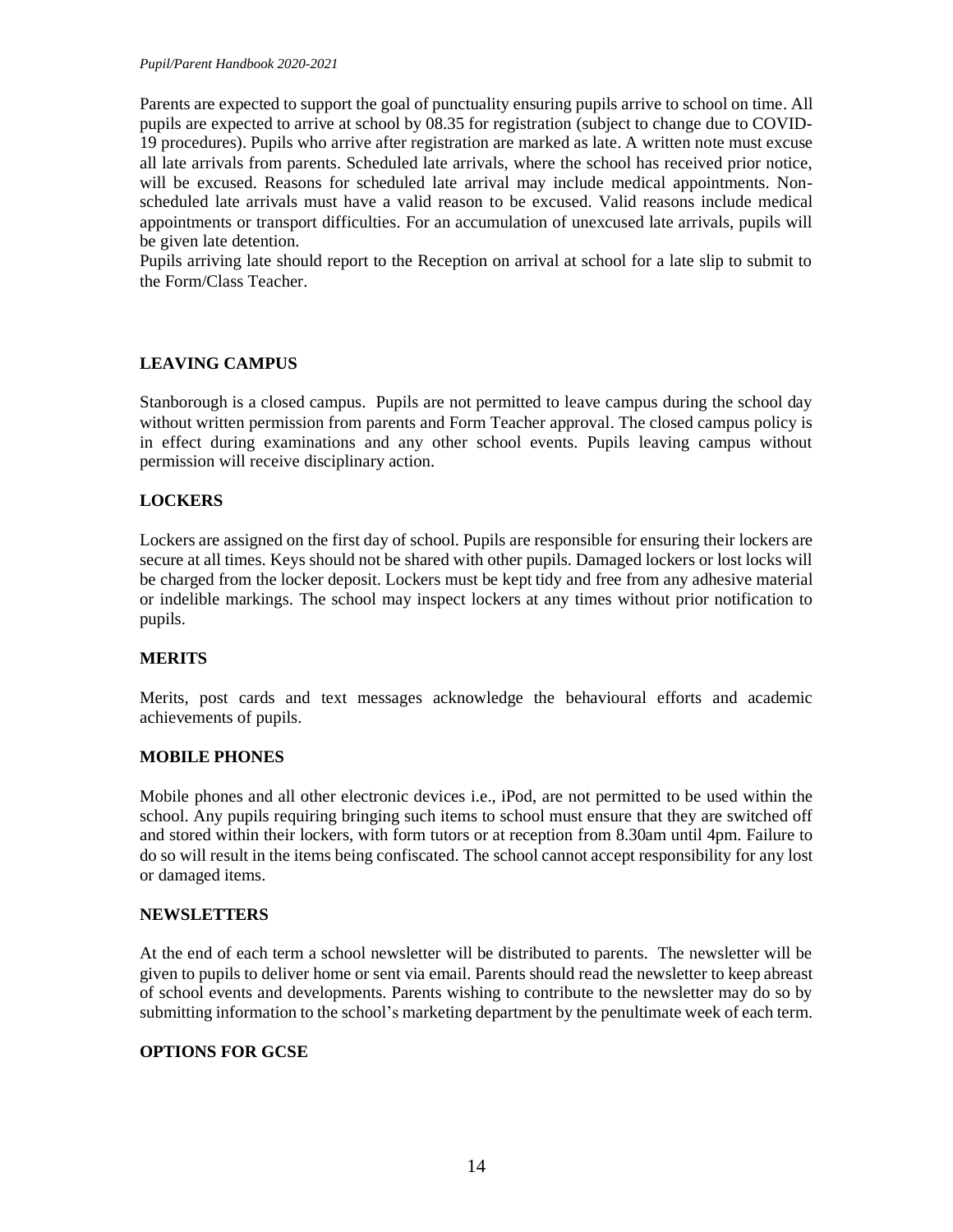Parents are expected to support the goal of punctuality ensuring pupils arrive to school on time. All pupils are expected to arrive at school by 08.35 for registration (subject to change due to COVID-19 procedures). Pupils who arrive after registration are marked as late. A written note must excuse all late arrivals from parents. Scheduled late arrivals, where the school has received prior notice, will be excused. Reasons for scheduled late arrival may include medical appointments. Non-scheduled late arrivals must have a valid reason to be excused. Valid reasons include medical appointments or transport difficulties. For an accumulation of unexcused late arrivals, pupils will be given late detention.

Pupils arriving late should report to the Reception on arrival at school for a late slip to submit to the Form/Class Teacher.

## LEAVING CAMPUS

Stanborough is a closed campus. Pupils are not permitted to leave campus during the school day without written permission from parents and Form Teacher approval. The closed campus policy is in effect during examinations and any other school events. Pupils leaving campus without permission will receive disciplinary action.

## LOCKERS

Lockers are assigned on the first day of school. Pupils are responsible for ensuring their lockers are secure at all times. Keys should not be shared with other pupils. Damaged lockers or lost locks will be charged from the locker deposit. Lockers must be kept tidy and free from any adhesive material or indelible markings. The school may inspect lockers at any times without prior notification to pupils.

## MERITS

Merits, post cards and text messages acknowledge the behavioural efforts and academic achievements of pupils.

## MOBILE PHONES

Mobile phones and all other electronic devices i.e., iPod, are not permitted to be used within the school. Any pupils requiring bringing such items to school must ensure that they are switched off and stored within their lockers, with form tutors or at reception from 8.30am until 4pm. Failure to do so will result in the items being confiscated. The school cannot accept responsibility for any lost or damaged items.

## NEWSLETTERS

At the end of each term a school newsletter will be distributed to parents. The newsletter will be given to pupils to deliver home or sent via email. Parents should read the newsletter to keep abreast of school events and developments. Parents wishing to contribute to the newsletter may do so by submitting information to the school's marketing department by the penultimate week of each term.

## OPTIONS FOR GCSE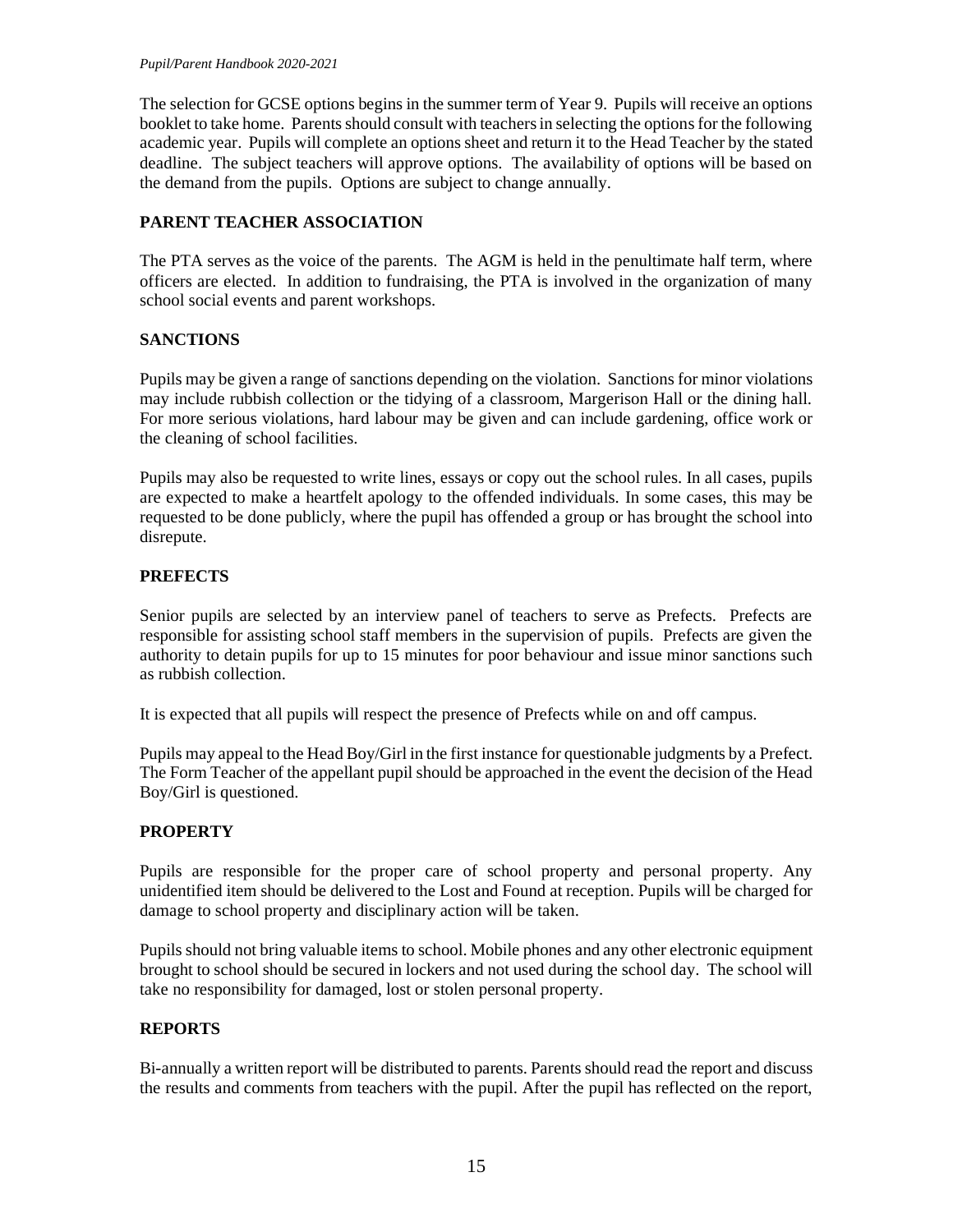The selection for GCSE options begins in the summer term of Year 9. Pupils will receive an options booklet to take home. Parents should consult with teachers in selecting the options for the following academic year. Pupils will complete an options sheet and return it to the Head Teacher by the stated deadline. The subject teachers will approve options. The availability of options will be based on the demand from the pupils. Options are subject to change annually.

## PARENT TEACHER ASSOCIATION

The PTA serves as the voice of the parents. The AGM is held in the penultimate half term, where officers are elected. In addition to fundraising, the PTA is involved in the organization of many school social events and parent workshops.

## SANCTIONS

Pupils may be given a range of sanctions depending on the violation. Sanctions for minor violations may include rubbish collection or the tidying of a classroom, Margerison Hall or the dining hall. For more serious violations, hard labour may be given and can include gardening, office work or the cleaning of school facilities.

Pupils may also be requested to write lines, essays or copy out the school rules. In all cases, pupils are expected to make a heartfelt apology to the offended individuals. In some cases, this may be requested to be done publicly, where the pupil has offended a group or has brought the school into disrepute.

## PREFECTS

Senior pupils are selected by an interview panel of teachers to serve as Prefects. Prefects are responsible for assisting school staff members in the supervision of pupils. Prefects are given the authority to detain pupils for up to 15 minutes for poor behaviour and issue minor sanctions such as rubbish collection.

It is expected that all pupils will respect the presence of Prefects while on and off campus.

Pupils may appeal to the Head Boy/Girl in the first instance for questionable judgments by a Prefect. The Form Teacher of the appellant pupil should be approached in the event the decision of the Head Boy/Girl is questioned.

## PROPERTY

Pupils are responsible for the proper care of school property and personal property. Any unidentified item should be delivered to the Lost and Found at reception. Pupils will be charged for damage to school property and disciplinary action will be taken.

Pupils should not bring valuable items to school. Mobile phones and any other electronic equipment brought to school should be secured in lockers and not used during the school day. The school will take no responsibility for damaged, lost or stolen personal property.

## REPORTS

Bi-annually a written report will be distributed to parents. Parents should read the report and discuss the results and comments from teachers with the pupil. After the pupil has reflected on the report,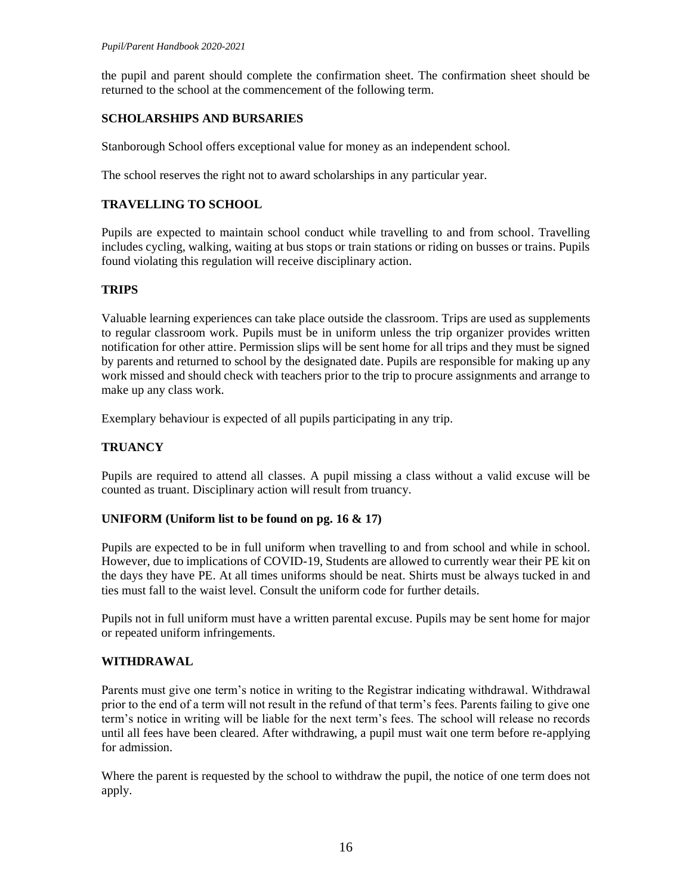the pupil and parent should complete the confirmation sheet. The confirmation sheet should be returned to the school at the commencement of the following term.

## SCHOLARSHIPS AND BURSARIES

Stanborough School offers exceptional value for money as an independent school.

The school reserves the right not to award scholarships in any particular year.

## TRAVELLING TO SCHOOL

Pupils are expected to maintain school conduct while travelling to and from school. Travelling includes cycling, walking, waiting at bus stops or train stations or riding on busses or trains. Pupils found violating this regulation will receive disciplinary action.

## TRIPS

Valuable learning experiences can take place outside the classroom. Trips are used as supplements to regular classroom work. Pupils must be in uniform unless the trip organizer provides written notification for other attire. Permission slips will be sent home for all trips and they must be signed by parents and returned to school by the designated date. Pupils are responsible for making up any work missed and should check with teachers prior to the trip to procure assignments and arrange to make up any class work.

Exemplary behaviour is expected of all pupils participating in any trip.

## TRUANCY

Pupils are required to attend all classes. A pupil missing a class without a valid excuse will be counted as truant. Disciplinary action will result from truancy.

## UNIFORM (Uniform list to be found on pg. 16 & 17)

Pupils are expected to be in full uniform when travelling to and from school and while in school. However, due to implications of COVID-19, Students are allowed to currently wear their PE kit on the days they have PE. At all times uniforms should be neat. Shirts must be always tucked in and ties must fall to the waist level. Consult the uniform code for further details.

Pupils not in full uniform must have a written parental excuse. Pupils may be sent home for major or repeated uniform infringements.

## WITHDRAWAL

Parents must give one term's notice in writing to the Registrar indicating withdrawal. Withdrawal prior to the end of a term will not result in the refund of that term's fees. Parents failing to give one term's notice in writing will be liable for the next term's fees. The school will release no records until all fees have been cleared. After withdrawing, a pupil must wait one term before re-applying for admission.

Where the parent is requested by the school to withdraw the pupil, the notice of one term does not apply.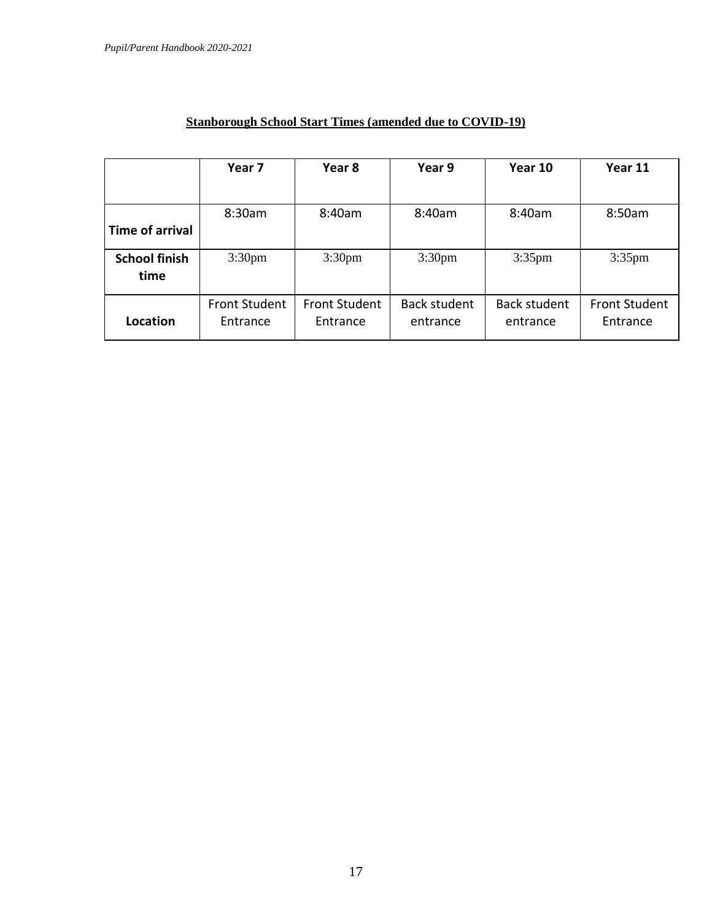**Stanborough School Start Times (amended due to COVID-19)**

| | Year 7 | Year 8 | Year 9 | Year 10 | Year 11 |
|---|---|---|---|---|---|
| **Time of arrival** | 8:30am | 8:40am | 8:40am | 8:40am | 8:50am |
| **School finish time** | 3:30pm | 3:30pm | 3:30pm | 3:35pm | 3:35pm |
| **Location** | Front Student Entrance | Front Student Entrance | Back student entrance | Back student entrance | Front Student Entrance |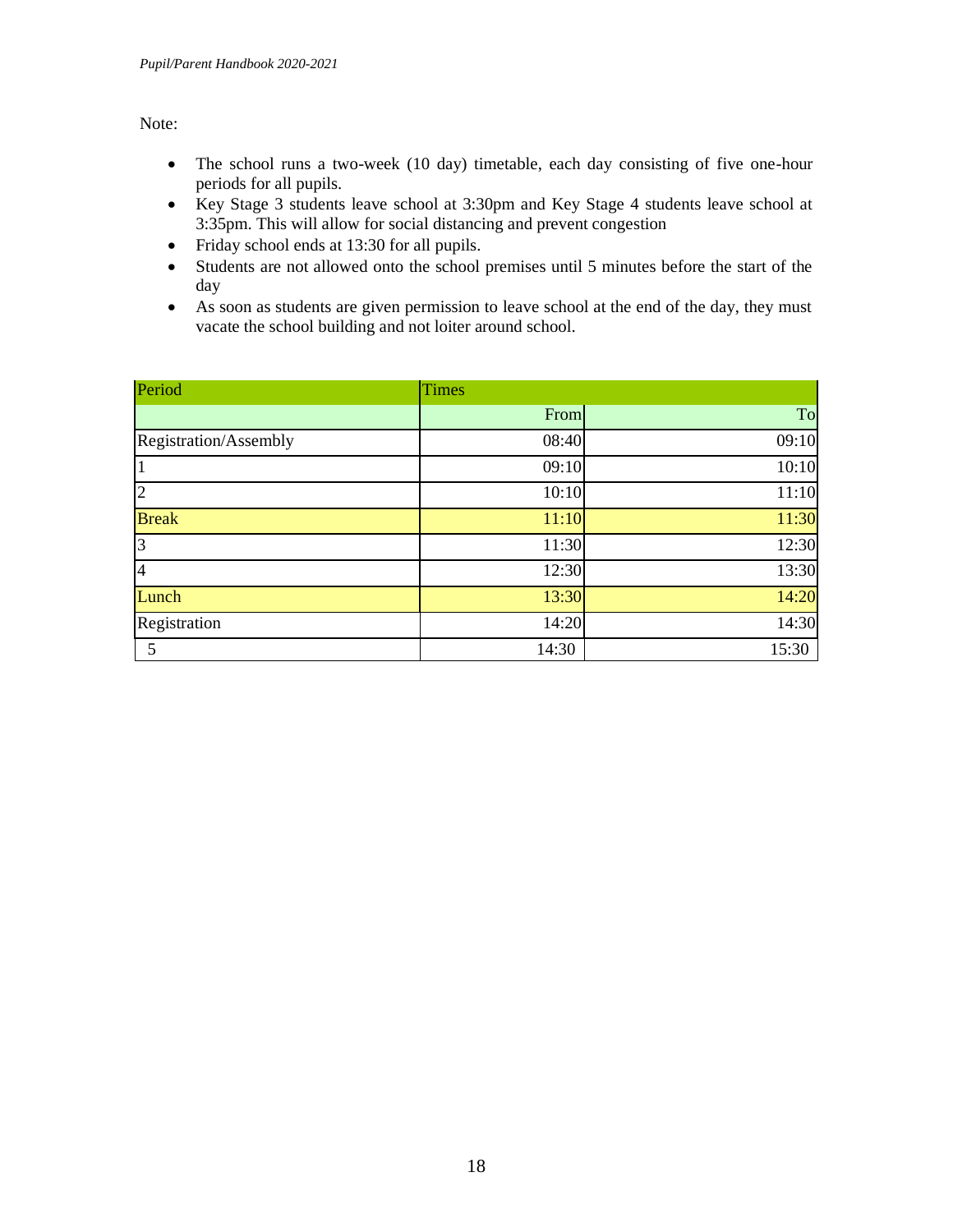Note:

- The school runs a two-week (10 day) timetable, each day consisting of five one-hour periods for all pupils.
- Key Stage 3 students leave school at 3:30pm and Key Stage 4 students leave school at 3:35pm. This will allow for social distancing and prevent congestion
- Friday school ends at 13:30 for all pupils.
- Students are not allowed onto the school premises until 5 minutes before the start of the day
- As soon as students are given permission to leave school at the end of the day, they must vacate the school building and not loiter around school.

| Period | Times | |
|---|---|---|
| | From | To |
| Registration/Assembly | 08:40 | 09:10 |
| 1 | 09:10 | 10:10 |
| 2 | 10:10 | 11:10 |
| Break | 11:10 | 11:30 |
| 3 | 11:30 | 12:30 |
| 4 | 12:30 | 13:30 |
| Lunch | 13:30 | 14:20 |
| Registration | 14:20 | 14:30 |
| 5 | 14:30 | 15:30 |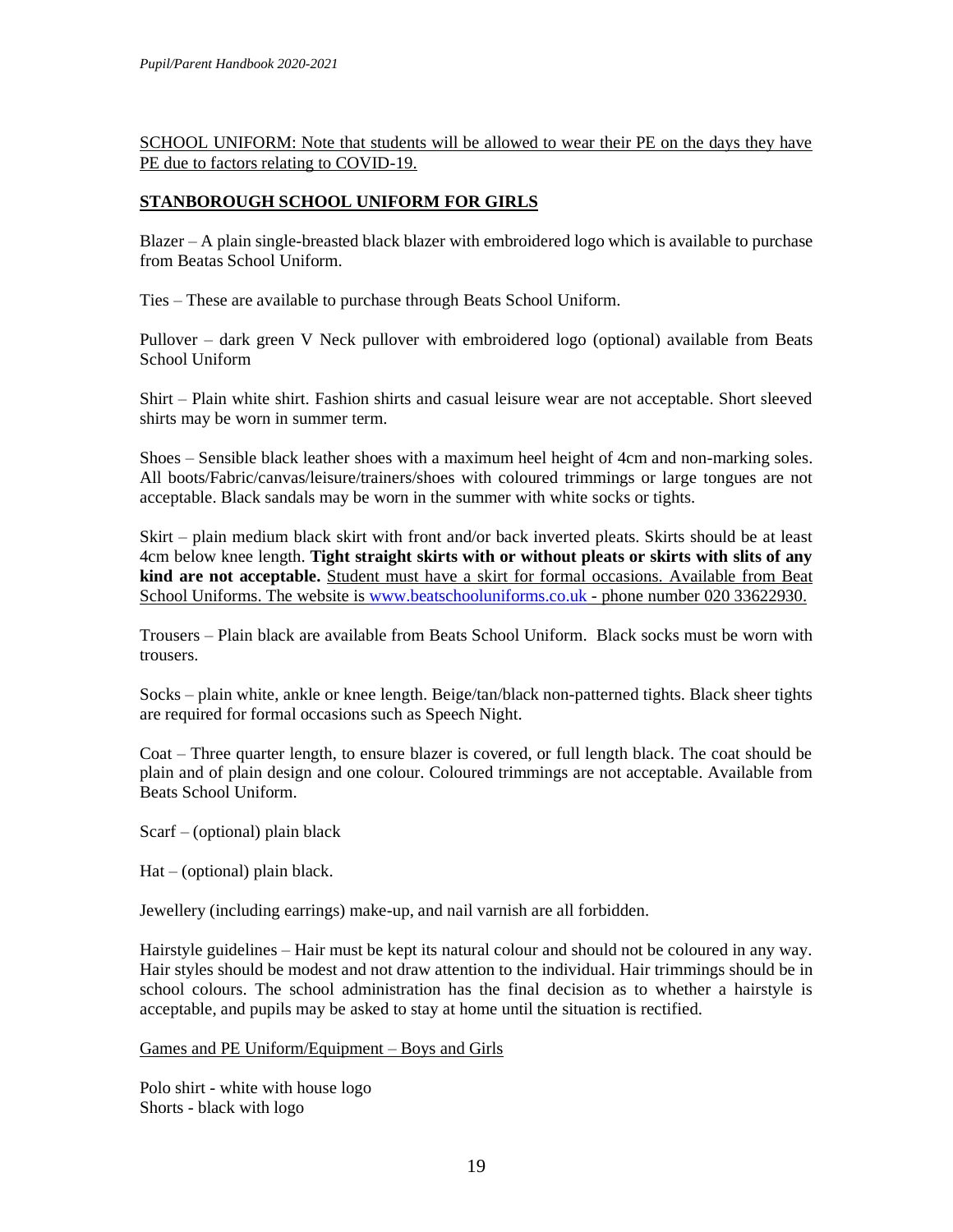SCHOOL UNIFORM: Note that students will be allowed to wear their PE on the days they have PE due to factors relating to COVID-19.

## STANBOROUGH SCHOOL UNIFORM FOR GIRLS

Blazer – A plain single-breasted black blazer with embroidered logo which is available to purchase from Beatas School Uniform.

Ties – These are available to purchase through Beats School Uniform.

Pullover – dark green V Neck pullover with embroidered logo (optional) available from Beats School Uniform

Shirt – Plain white shirt. Fashion shirts and casual leisure wear are not acceptable. Short sleeved shirts may be worn in summer term.

Shoes – Sensible black leather shoes with a maximum heel height of 4cm and non-marking soles. All boots/Fabric/canvas/leisure/trainers/shoes with coloured trimmings or large tongues are not acceptable. Black sandals may be worn in the summer with white socks or tights.

Skirt – plain medium black skirt with front and/or back inverted pleats. Skirts should be at least 4cm below knee length. **Tight straight skirts with or without pleats or skirts with slits of any kind are not acceptable.** Student must have a skirt for formal occasions. Available from Beat School Uniforms. The website is www.beatschooluniforms.co.uk - phone number 020 33622930.

Trousers – Plain black are available from Beats School Uniform. Black socks must be worn with trousers.

Socks – plain white, ankle or knee length. Beige/tan/black non-patterned tights. Black sheer tights are required for formal occasions such as Speech Night.

Coat – Three quarter length, to ensure blazer is covered, or full length black. The coat should be plain and of plain design and one colour. Coloured trimmings are not acceptable. Available from Beats School Uniform.

Scarf – (optional) plain black

Hat – (optional) plain black.

Jewellery (including earrings) make-up, and nail varnish are all forbidden.

Hairstyle guidelines – Hair must be kept its natural colour and should not be coloured in any way. Hair styles should be modest and not draw attention to the individual. Hair trimmings should be in school colours. The school administration has the final decision as to whether a hairstyle is acceptable, and pupils may be asked to stay at home until the situation is rectified.

Games and PE Uniform/Equipment – Boys and Girls

Polo shirt - white with house logo  
Shorts - black with logo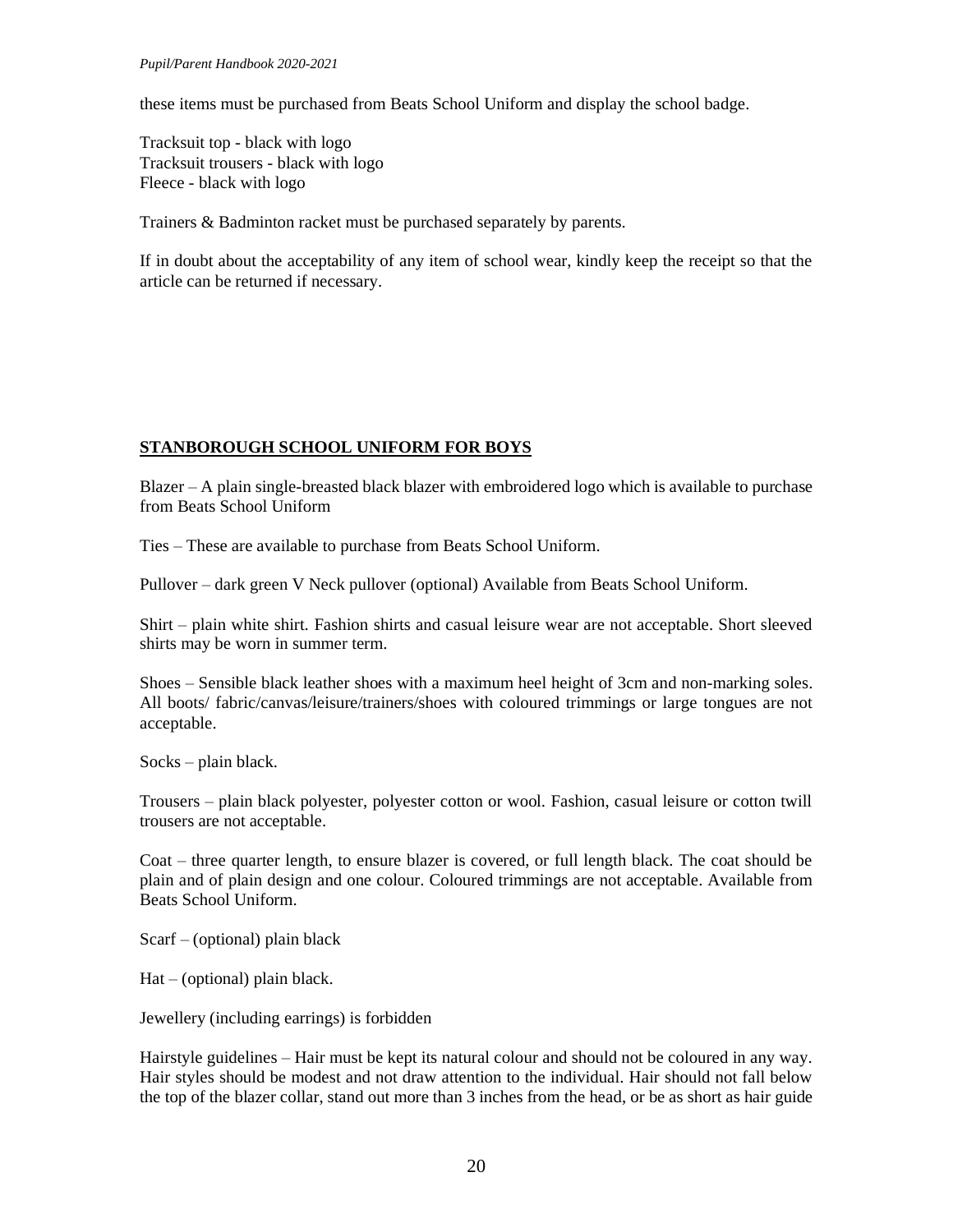these items must be purchased from Beats School Uniform and display the school badge.

Tracksuit top - black with logo
Tracksuit trousers - black with logo
Fleece - black with logo

Trainers & Badminton racket must be purchased separately by parents.

If in doubt about the acceptability of any item of school wear, kindly keep the receipt so that the article can be returned if necessary.

## STANBOROUGH SCHOOL UNIFORM FOR BOYS

Blazer – A plain single-breasted black blazer with embroidered logo which is available to purchase from Beats School Uniform

Ties – These are available to purchase from Beats School Uniform.

Pullover – dark green V Neck pullover (optional) Available from Beats School Uniform.

Shirt – plain white shirt. Fashion shirts and casual leisure wear are not acceptable. Short sleeved shirts may be worn in summer term.

Shoes – Sensible black leather shoes with a maximum heel height of 3cm and non-marking soles. All boots/ fabric/canvas/leisure/trainers/shoes with coloured trimmings or large tongues are not acceptable.

Socks – plain black.

Trousers – plain black polyester, polyester cotton or wool. Fashion, casual leisure or cotton twill trousers are not acceptable.

Coat – three quarter length, to ensure blazer is covered, or full length black. The coat should be plain and of plain design and one colour. Coloured trimmings are not acceptable. Available from Beats School Uniform.

Scarf – (optional) plain black

Hat – (optional) plain black.

Jewellery (including earrings) is forbidden

Hairstyle guidelines – Hair must be kept its natural colour and should not be coloured in any way. Hair styles should be modest and not draw attention to the individual. Hair should not fall below the top of the blazer collar, stand out more than 3 inches from the head, or be as short as hair guide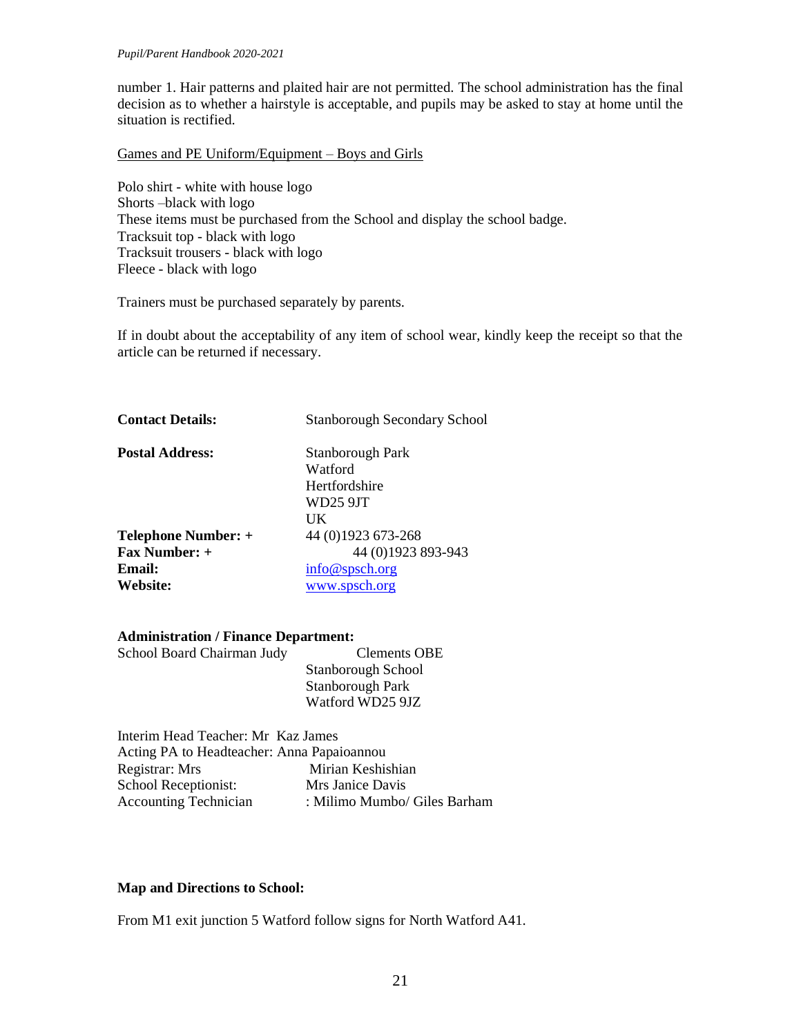number 1. Hair patterns and plaited hair are not permitted. The school administration has the final decision as to whether a hairstyle is acceptable, and pupils may be asked to stay at home until the situation is rectified.

Games and PE Uniform/Equipment – Boys and Girls

Polo shirt - white with house logo
Shorts –black with logo
These items must be purchased from the School and display the school badge.
Tracksuit top - black with logo
Tracksuit trousers - black with logo
Fleece - black with logo

Trainers must be purchased separately by parents.

If in doubt about the acceptability of any item of school wear, kindly keep the receipt so that the article can be returned if necessary.

| | |
|---|---|
| **Contact Details:** | Stanborough Secondary School |
| **Postal Address:** | Stanborough Park<br>Watford<br>Hertfordshire<br>WD25 9JT<br>UK |
| **Telephone Number: +** | 44 (0)1923 673-268 |
| **Fax Number: +** | 44 (0)1923 893-943 |
| **Email:** | info@spsch.org |
| **Website:** | www.spsch.org |

**Administration / Finance Department:**

School Board Chairman Judy Clements OBE
Stanborough School
Stanborough Park
Watford WD25 9JZ

Interim Head Teacher: Mr Kaz James
Acting PA to Headteacher: Anna Papaioannou
Registrar: Mrs Mirian Keshishian
School Receptionist: Mrs Janice Davis
Accounting Technician : Milimo Mumbo/ Giles Barham

**Map and Directions to School:**

From M1 exit junction 5 Watford follow signs for North Watford A41.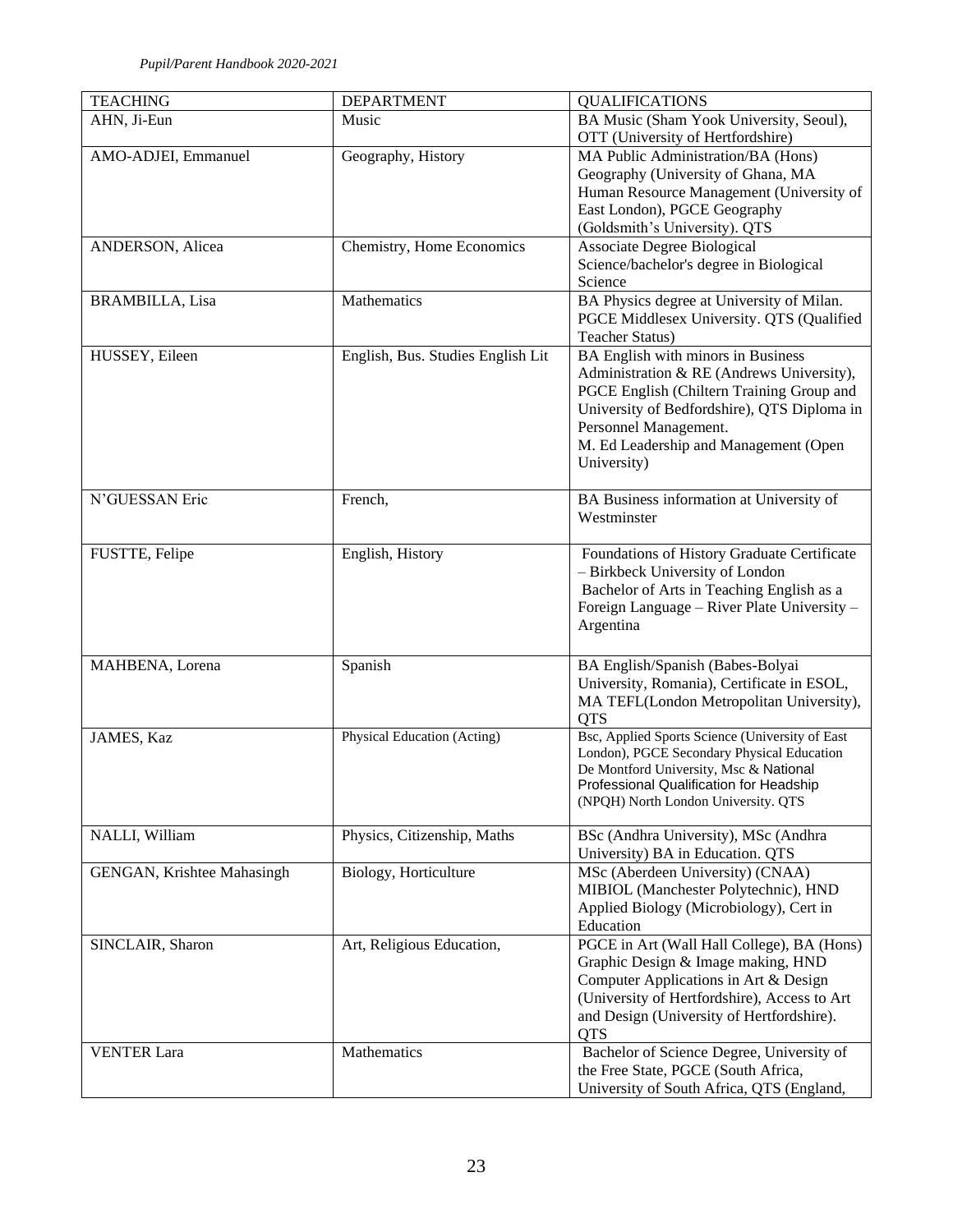| TEACHING | DEPARTMENT | QUALIFICATIONS |
|---|---|---|
| AHN, Ji-Eun | Music | BA Music (Sham Yook University, Seoul), OTT (University of Hertfordshire) |
| AMO-ADJEI, Emmanuel | Geography, History | MA Public Administration/BA (Hons) Geography (University of Ghana, MA Human Resource Management (University of East London), PGCE Geography (Goldsmith's University). QTS |
| ANDERSON, Alicea | Chemistry, Home Economics | Associate Degree Biological Science/bachelor's degree in Biological Science |
| BRAMBILLA, Lisa | Mathematics | BA Physics degree at University of Milan. PGCE Middlesex University. QTS (Qualified Teacher Status) |
| HUSSEY, Eileen | English, Bus. Studies English Lit | BA English with minors in Business Administration & RE (Andrews University), PGCE English (Chiltern Training Group and University of Bedfordshire), QTS Diploma in Personnel Management. M. Ed Leadership and Management (Open University) |
| N'GUESSAN Eric | French, | BA Business information at University of Westminster |
| FUSTTE, Felipe | English, History | Foundations of History Graduate Certificate – Birkbeck University of London Bachelor of Arts in Teaching English as a Foreign Language – River Plate University – Argentina |
| MAHBENA, Lorena | Spanish | BA English/Spanish (Babes-Bolyai University, Romania), Certificate in ESOL, MA TEFL(London Metropolitan University), QTS |
| JAMES, Kaz | Physical Education (Acting) | Bsc, Applied Sports Science (University of East London), PGCE Secondary Physical Education De Montford University, Msc & National Professional Qualification for Headship (NPQH) North London University. QTS |
| NALLI, William | Physics, Citizenship, Maths | BSc (Andhra University), MSc (Andhra University) BA in Education. QTS |
| GENGAN, Krishtee Mahasingh | Biology, Horticulture | MSc (Aberdeen University) (CNAA) MIBIOL (Manchester Polytechnic), HND Applied Biology (Microbiology), Cert in Education |
| SINCLAIR, Sharon | Art, Religious Education, | PGCE in Art (Wall Hall College), BA (Hons) Graphic Design & Image making, HND Computer Applications in Art & Design (University of Hertfordshire), Access to Art and Design (University of Hertfordshire). QTS |
| VENTER Lara | Mathematics | Bachelor of Science Degree, University of the Free State, PGCE (South Africa, University of South Africa, QTS (England, |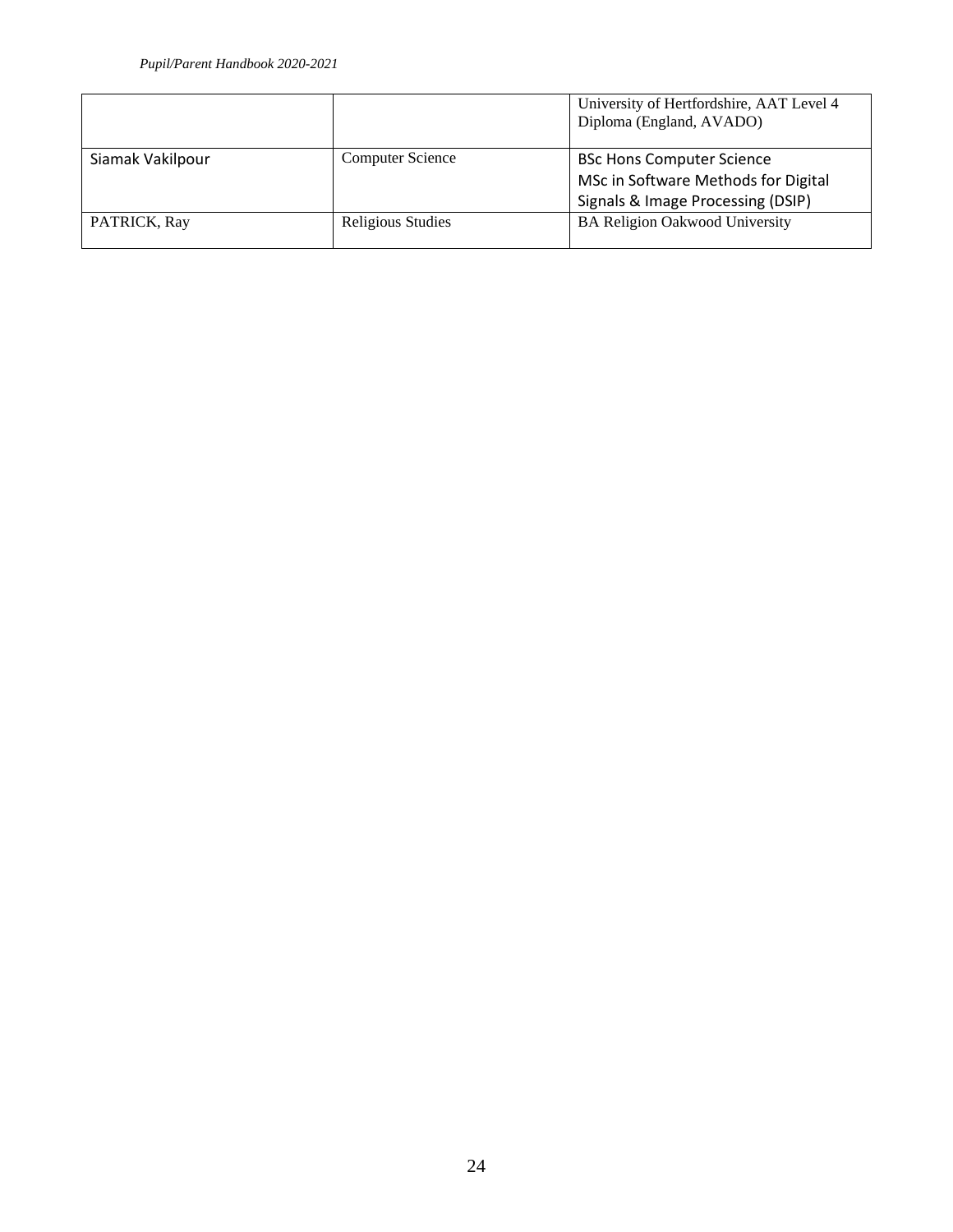| | | |
|---|---|---|
| | | University of Hertfordshire, AAT Level 4 Diploma (England, AVADO) |
| Siamak Vakilpour | Computer Science | BSc Hons Computer Science<br>MSc in Software Methods for Digital Signals & Image Processing (DSIP) |
| PATRICK, Ray | Religious Studies | BA Religion Oakwood University |